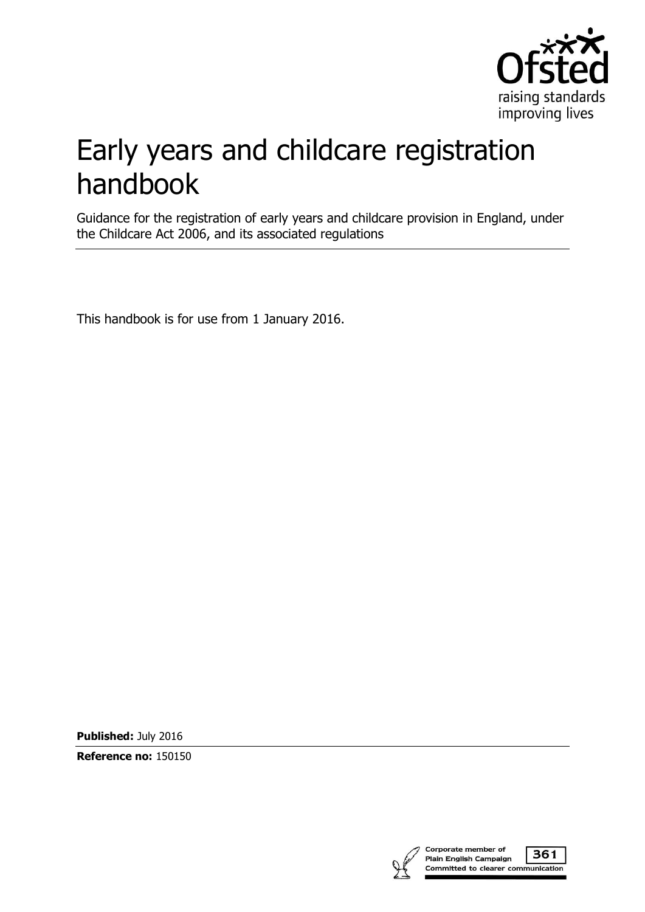Ofsted

raising standards
improving lives

# Early years and childcare registration handbook

Guidance for the registration of early years and childcare provision in England, under the Childcare Act 2006, and its associated regulations

This handbook is for use from 1 January 2016.

**Published:** July 2016

**Reference no:** 150150

Corporate member of Plain English Campaign 361
Committed to clearer communication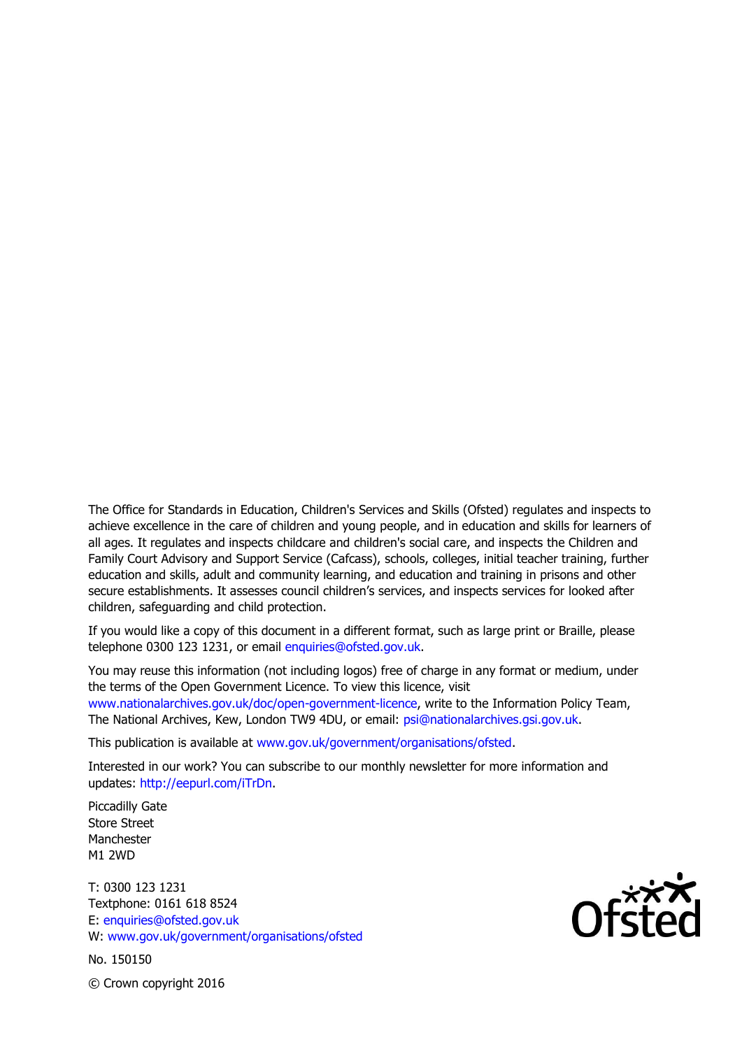The Office for Standards in Education, Children's Services and Skills (Ofsted) regulates and inspects to achieve excellence in the care of children and young people, and in education and skills for learners of all ages. It regulates and inspects childcare and children's social care, and inspects the Children and Family Court Advisory and Support Service (Cafcass), schools, colleges, initial teacher training, further education and skills, adult and community learning, and education and training in prisons and other secure establishments. It assesses council children's services, and inspects services for looked after children, safeguarding and child protection.

If you would like a copy of this document in a different format, such as large print or Braille, please telephone 0300 123 1231, or email enquiries@ofsted.gov.uk.

You may reuse this information (not including logos) free of charge in any format or medium, under the terms of the Open Government Licence. To view this licence, visit www.nationalarchives.gov.uk/doc/open-government-licence, write to the Information Policy Team, The National Archives, Kew, London TW9 4DU, or email: psi@nationalarchives.gsi.gov.uk.

This publication is available at www.gov.uk/government/organisations/ofsted.

Interested in our work? You can subscribe to our monthly newsletter for more information and updates: http://eepurl.com/iTrDn.

Piccadilly Gate
Store Street
Manchester
M1 2WD

T: 0300 123 1231
Textphone: 0161 618 8524
E: enquiries@ofsted.gov.uk
W: www.gov.uk/government/organisations/ofsted

No. 150150

© Crown copyright 2016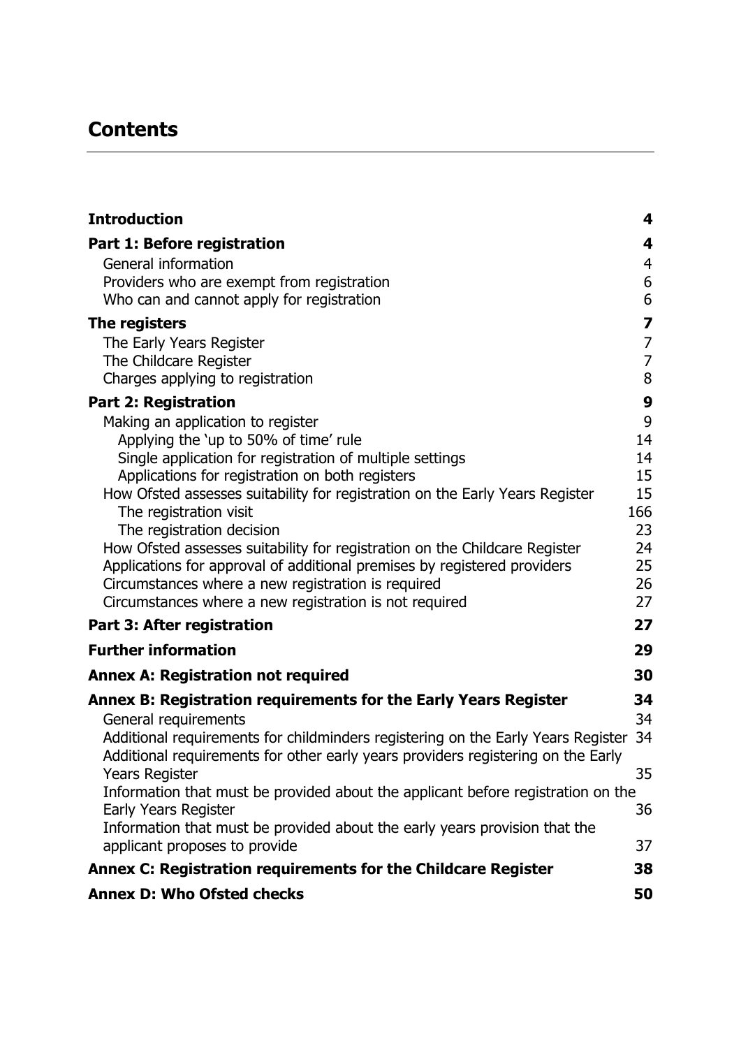## Contents

| | |
|---|---|
| **Introduction** | **4** |
| **Part 1: Before registration** | **4** |
| General information | 4 |
| Providers who are exempt from registration | 6 |
| Who can and cannot apply for registration | 6 |
| **The registers** | **7** |
| The Early Years Register | 7 |
| The Childcare Register | 7 |
| Charges applying to registration | 8 |
| **Part 2: Registration** | **9** |
| Making an application to register | 9 |
| Applying the 'up to 50% of time' rule | 14 |
| Single application for registration of multiple settings | 14 |
| Applications for registration on both registers | 15 |
| How Ofsted assesses suitability for registration on the Early Years Register | 15 |
| The registration visit | 166 |
| The registration decision | 23 |
| How Ofsted assesses suitability for registration on the Childcare Register | 24 |
| Applications for approval of additional premises by registered providers | 25 |
| Circumstances where a new registration is required | 26 |
| Circumstances where a new registration is not required | 27 |
| **Part 3: After registration** | **27** |
| **Further information** | **29** |
| **Annex A: Registration not required** | **30** |
| **Annex B: Registration requirements for the Early Years Register** | **34** |
| General requirements | 34 |
| Additional requirements for childminders registering on the Early Years Register | 34 |
| Additional requirements for other early years providers registering on the Early Years Register | 35 |
| Information that must be provided about the applicant before registration on the Early Years Register | 36 |
| Information that must be provided about the early years provision that the applicant proposes to provide | 37 |
| **Annex C: Registration requirements for the Childcare Register** | **38** |
| **Annex D: Who Ofsted checks** | **50** |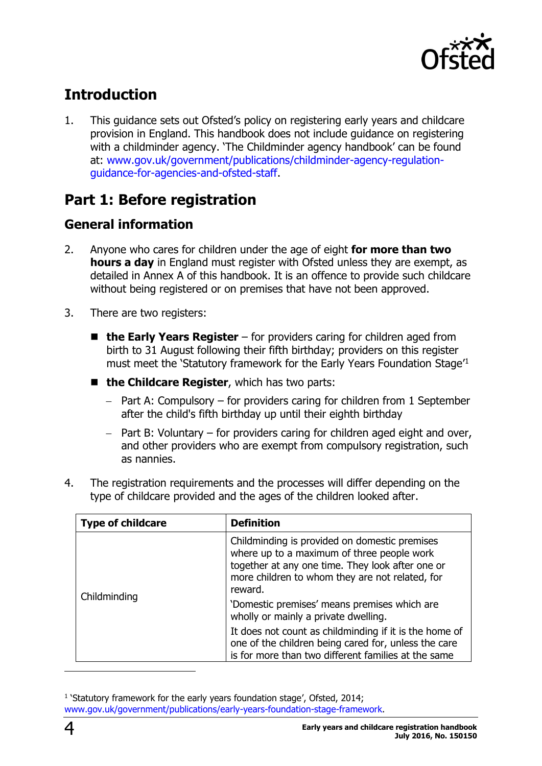## Introduction

1. This guidance sets out Ofsted's policy on registering early years and childcare provision in England. This handbook does not include guidance on registering with a childminder agency. 'The Childminder agency handbook' can be found at: www.gov.uk/government/publications/childminder-agency-regulation-guidance-for-agencies-and-ofsted-staff.

## Part 1: Before registration

### General information

2. Anyone who cares for children under the age of eight **for more than two hours a day** in England must register with Ofsted unless they are exempt, as detailed in Annex A of this handbook. It is an offence to provide such childcare without being registered or on premises that have not been approved.

3. There are two registers:

   - **the Early Years Register** – for providers caring for children aged from birth to 31 August following their fifth birthday; providers on this register must meet the 'Statutory framework for the Early Years Foundation Stage'[1]
   - **the Childcare Register**, which has two parts:
     - Part A: Compulsory – for providers caring for children from 1 September after the child's fifth birthday up until their eighth birthday
     - Part B: Voluntary – for providers caring for children aged eight and over, and other providers who are exempt from compulsory registration, such as nannies.

4. The registration requirements and the processes will differ depending on the type of childcare provided and the ages of the children looked after.

| Type of childcare | Definition |
|---|---|
| Childminding | Childminding is provided on domestic premises where up to a maximum of three people work together at any one time. They look after one or more children to whom they are not related, for reward.<br>'Domestic premises' means premises which are wholly or mainly a private dwelling.<br>It does not count as childminding if it is the home of one of the children being cared for, unless the care is for more than two different families at the same |

[1] 'Statutory framework for the early years foundation stage', Ofsted, 2014; www.gov.uk/government/publications/early-years-foundation-stage-framework.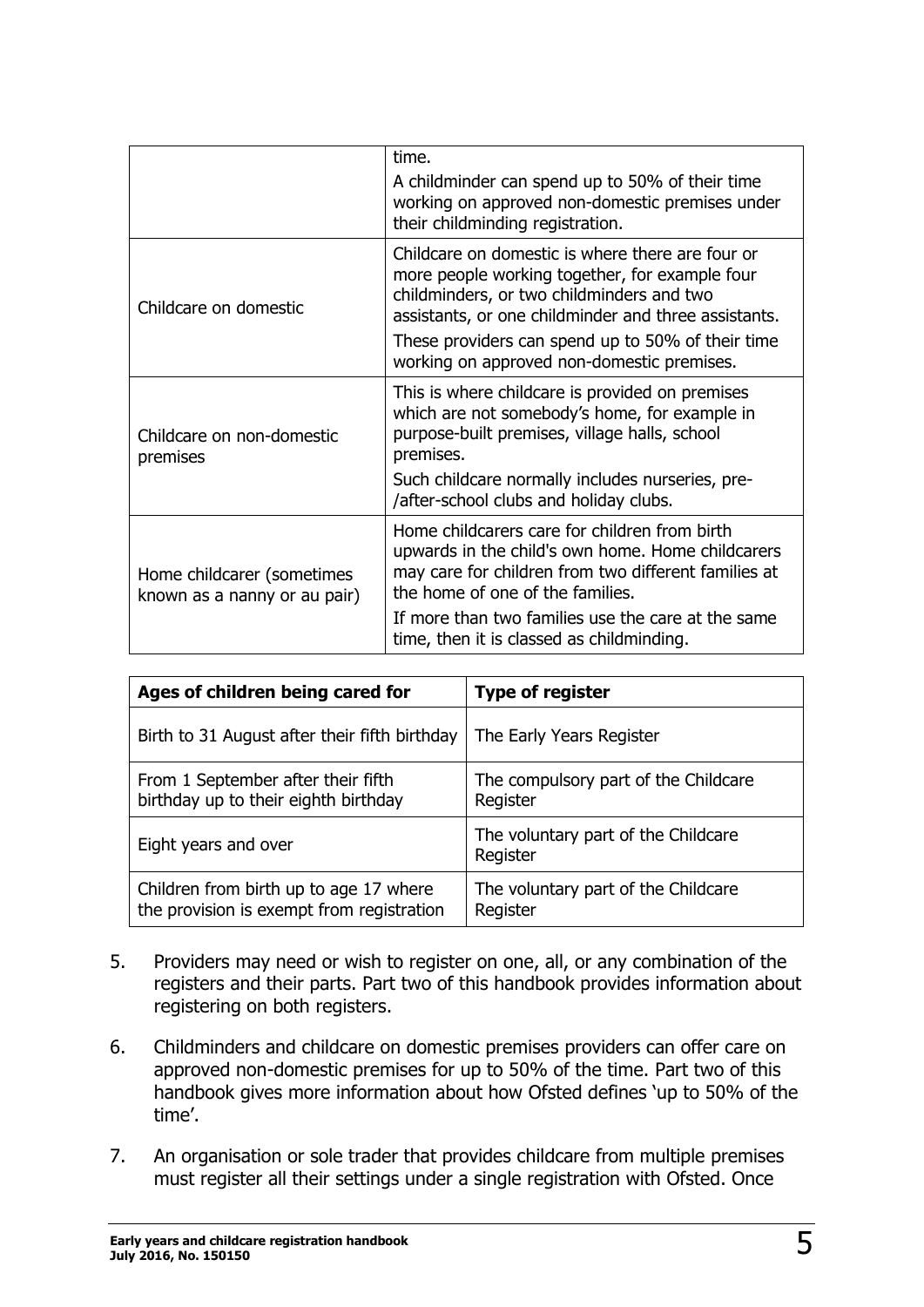|  |  |
| --- | --- |
|  | time.<br>A childminder can spend up to 50% of their time working on approved non-domestic premises under their childminding registration. |
| Childcare on domestic | Childcare on domestic is where there are four or more people working together, for example four childminders, or two childminders and two assistants, or one childminder and three assistants.<br>These providers can spend up to 50% of their time working on approved non-domestic premises. |
| Childcare on non-domestic premises | This is where childcare is provided on premises which are not somebody's home, for example in purpose-built premises, village halls, school premises.<br>Such childcare normally includes nurseries, pre-/after-school clubs and holiday clubs. |
| Home childcarer (sometimes known as a nanny or au pair) | Home childcarers care for children from birth upwards in the child's own home. Home childcarers may care for children from two different families at the home of one of the families.<br>If more than two families use the care at the same time, then it is classed as childminding. |

| **Ages of children being cared for** | **Type of register** |
| --- | --- |
| Birth to 31 August after their fifth birthday | The Early Years Register |
| From 1 September after their fifth birthday up to their eighth birthday | The compulsory part of the Childcare Register |
| Eight years and over | The voluntary part of the Childcare Register |
| Children from birth up to age 17 where the provision is exempt from registration | The voluntary part of the Childcare Register |

5. Providers may need or wish to register on one, all, or any combination of the registers and their parts. Part two of this handbook provides information about registering on both registers.

6. Childminders and childcare on domestic premises providers can offer care on approved non-domestic premises for up to 50% of the time. Part two of this handbook gives more information about how Ofsted defines 'up to 50% of the time'.

7. An organisation or sole trader that provides childcare from multiple premises must register all their settings under a single registration with Ofsted. Once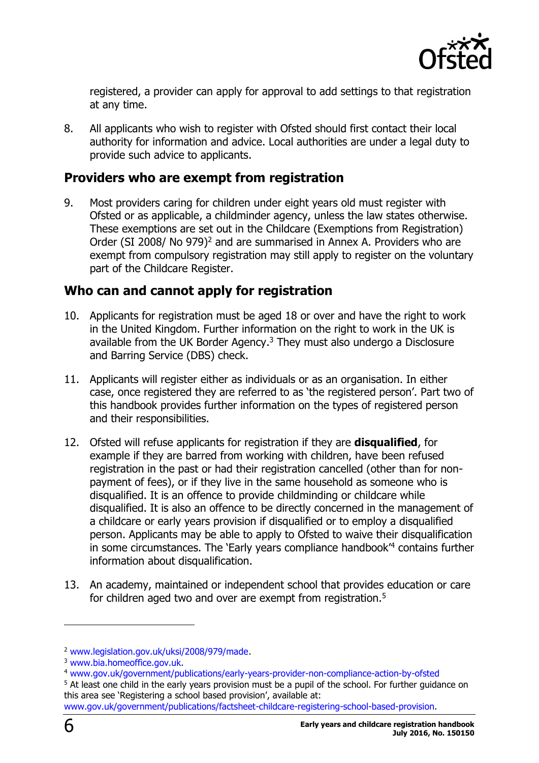registered, a provider can apply for approval to add settings to that registration at any time.

8. All applicants who wish to register with Ofsted should first contact their local authority for information and advice. Local authorities are under a legal duty to provide such advice to applicants.

## Providers who are exempt from registration

9. Most providers caring for children under eight years old must register with Ofsted or as applicable, a childminder agency, unless the law states otherwise. These exemptions are set out in the Childcare (Exemptions from Registration) Order (SI 2008/ No 979)[2] and are summarised in Annex A. Providers who are exempt from compulsory registration may still apply to register on the voluntary part of the Childcare Register.

## Who can and cannot apply for registration

10. Applicants for registration must be aged 18 or over and have the right to work in the United Kingdom. Further information on the right to work in the UK is available from the UK Border Agency.[3] They must also undergo a Disclosure and Barring Service (DBS) check.

11. Applicants will register either as individuals or as an organisation. In either case, once registered they are referred to as 'the registered person'. Part two of this handbook provides further information on the types of registered person and their responsibilities.

12. Ofsted will refuse applicants for registration if they are **disqualified**, for example if they are barred from working with children, have been refused registration in the past or had their registration cancelled (other than for non-payment of fees), or if they live in the same household as someone who is disqualified. It is an offence to provide childminding or childcare while disqualified. It is also an offence to be directly concerned in the management of a childcare or early years provision if disqualified or to employ a disqualified person. Applicants may be able to apply to Ofsted to waive their disqualification in some circumstances. The 'Early years compliance handbook'[4] contains further information about disqualification.

13. An academy, maintained or independent school that provides education or care for children aged two and over are exempt from registration.[5]

---

[2] www.legislation.gov.uk/uksi/2008/979/made.

[3] www.bia.homeoffice.gov.uk.

[4] www.gov.uk/government/publications/early-years-provider-non-compliance-action-by-ofsted

[5] At least one child in the early years provision must be a pupil of the school. For further guidance on this area see 'Registering a school based provision', available at: www.gov.uk/government/publications/factsheet-childcare-registering-school-based-provision.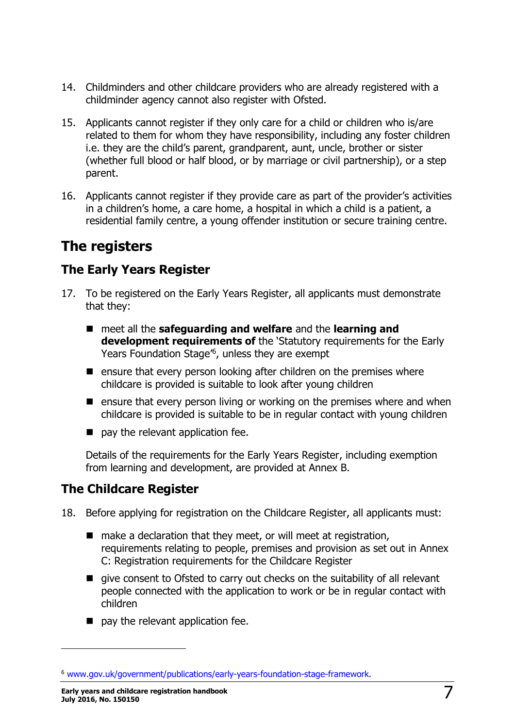14. Childminders and other childcare providers who are already registered with a childminder agency cannot also register with Ofsted.

15. Applicants cannot register if they only care for a child or children who is/are related to them for whom they have responsibility, including any foster children i.e. they are the child's parent, grandparent, aunt, uncle, brother or sister (whether full blood or half blood, or by marriage or civil partnership), or a step parent.

16. Applicants cannot register if they provide care as part of the provider's activities in a children's home, a care home, a hospital in which a child is a patient, a residential family centre, a young offender institution or secure training centre.

## The registers

### The Early Years Register

17. To be registered on the Early Years Register, all applicants must demonstrate that they:

    - meet all the **safeguarding and welfare** and the **learning and development requirements of** the 'Statutory requirements for the Early Years Foundation Stage'[6], unless they are exempt
    - ensure that every person looking after children on the premises where childcare is provided is suitable to look after young children
    - ensure that every person living or working on the premises where and when childcare is provided is suitable to be in regular contact with young children
    - pay the relevant application fee.

    Details of the requirements for the Early Years Register, including exemption from learning and development, are provided at Annex B.

### The Childcare Register

18. Before applying for registration on the Childcare Register, all applicants must:

    - make a declaration that they meet, or will meet at registration, requirements relating to people, premises and provision as set out in Annex C: Registration requirements for the Childcare Register
    - give consent to Ofsted to carry out checks on the suitability of all relevant people connected with the application to work or be in regular contact with children
    - pay the relevant application fee.

[6] www.gov.uk/government/publications/early-years-foundation-stage-framework.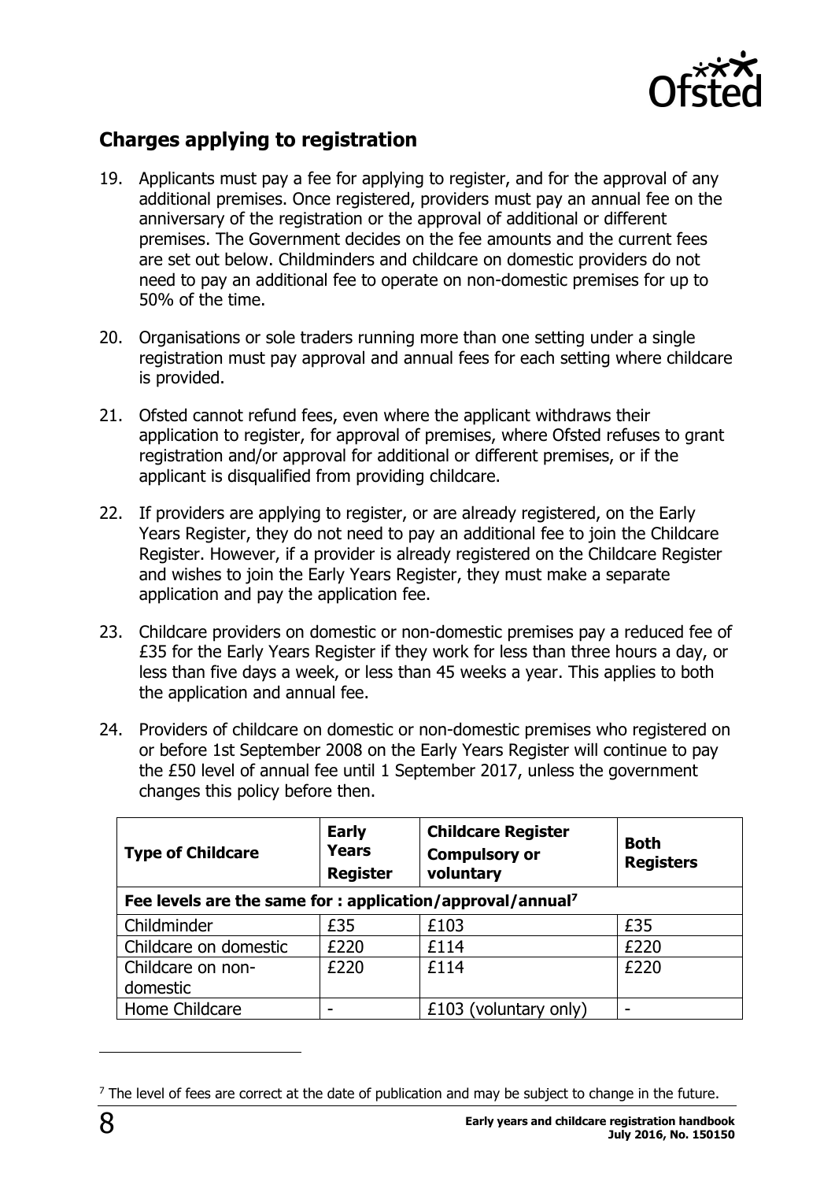## Charges applying to registration

19. Applicants must pay a fee for applying to register, and for the approval of any additional premises. Once registered, providers must pay an annual fee on the anniversary of the registration or the approval of additional or different premises. The Government decides on the fee amounts and the current fees are set out below. Childminders and childcare on domestic providers do not need to pay an additional fee to operate on non-domestic premises for up to 50% of the time.

20. Organisations or sole traders running more than one setting under a single registration must pay approval and annual fees for each setting where childcare is provided.

21. Ofsted cannot refund fees, even where the applicant withdraws their application to register, for approval of premises, where Ofsted refuses to grant registration and/or approval for additional or different premises, or if the applicant is disqualified from providing childcare.

22. If providers are applying to register, or are already registered, on the Early Years Register, they do not need to pay an additional fee to join the Childcare Register. However, if a provider is already registered on the Childcare Register and wishes to join the Early Years Register, they must make a separate application and pay the application fee.

23. Childcare providers on domestic or non-domestic premises pay a reduced fee of £35 for the Early Years Register if they work for less than three hours a day, or less than five days a week, or less than 45 weeks a year. This applies to both the application and annual fee.

24. Providers of childcare on domestic or non-domestic premises who registered on or before 1st September 2008 on the Early Years Register will continue to pay the £50 level of annual fee until 1 September 2017, unless the government changes this policy before then.

| **Type of Childcare** | **Early Years Register** | **Childcare Register Compulsory or voluntary** | **Both Registers** |
|---|---|---|---|
| **Fee levels are the same for : application/approval/annual[7]** | | | |
| Childminder | £35 | £103 | £35 |
| Childcare on domestic | £220 | £114 | £220 |
| Childcare on non-domestic | £220 | £114 | £220 |
| Home Childcare | - | £103 (voluntary only) | - |

[7] The level of fees are correct at the date of publication and may be subject to change in the future.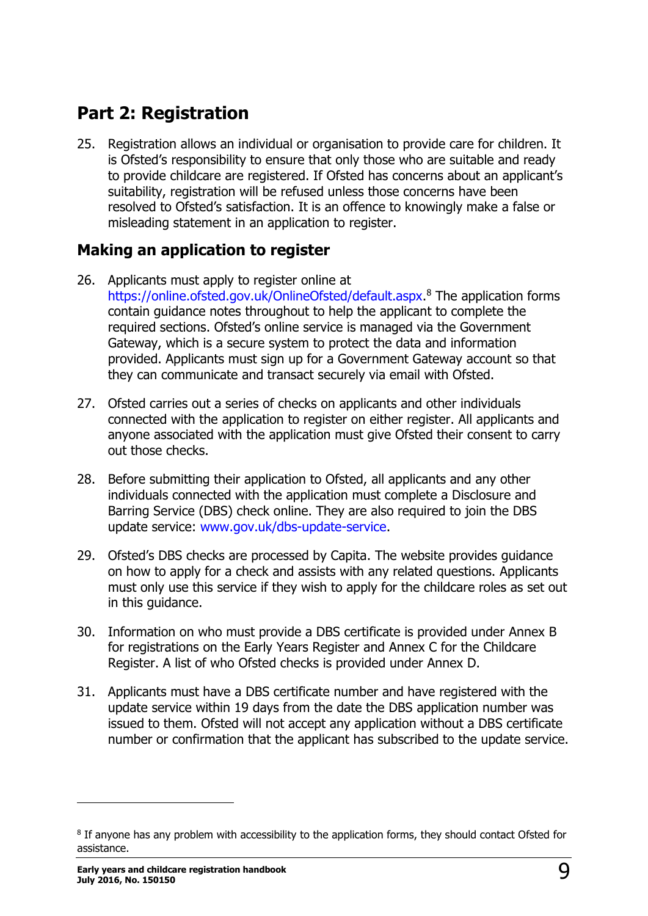## Part 2: Registration

25. Registration allows an individual or organisation to provide care for children. It is Ofsted's responsibility to ensure that only those who are suitable and ready to provide childcare are registered. If Ofsted has concerns about an applicant's suitability, registration will be refused unless those concerns have been resolved to Ofsted's satisfaction. It is an offence to knowingly make a false or misleading statement in an application to register.

### Making an application to register

26. Applicants must apply to register online at https://online.ofsted.gov.uk/OnlineOfsted/default.aspx.[8] The application forms contain guidance notes throughout to help the applicant to complete the required sections. Ofsted's online service is managed via the Government Gateway, which is a secure system to protect the data and information provided. Applicants must sign up for a Government Gateway account so that they can communicate and transact securely via email with Ofsted.

27. Ofsted carries out a series of checks on applicants and other individuals connected with the application to register on either register. All applicants and anyone associated with the application must give Ofsted their consent to carry out those checks.

28. Before submitting their application to Ofsted, all applicants and any other individuals connected with the application must complete a Disclosure and Barring Service (DBS) check online. They are also required to join the DBS update service: www.gov.uk/dbs-update-service.

29. Ofsted's DBS checks are processed by Capita. The website provides guidance on how to apply for a check and assists with any related questions. Applicants must only use this service if they wish to apply for the childcare roles as set out in this guidance.

30. Information on who must provide a DBS certificate is provided under Annex B for registrations on the Early Years Register and Annex C for the Childcare Register. A list of who Ofsted checks is provided under Annex D.

31. Applicants must have a DBS certificate number and have registered with the update service within 19 days from the date the DBS application number was issued to them. Ofsted will not accept any application without a DBS certificate number or confirmation that the applicant has subscribed to the update service.

---

[8] If anyone has any problem with accessibility to the application forms, they should contact Ofsted for assistance.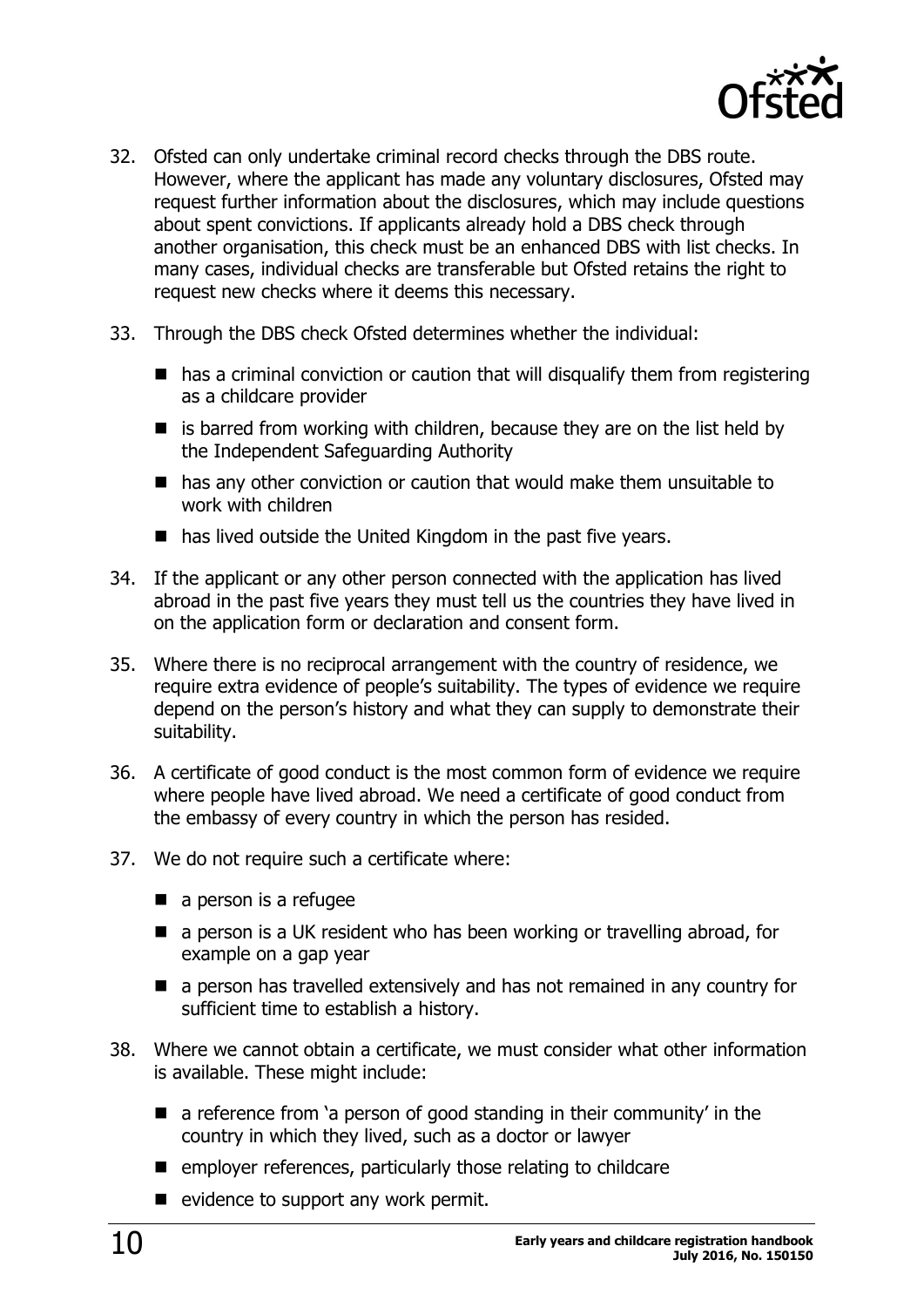32. Ofsted can only undertake criminal record checks through the DBS route. However, where the applicant has made any voluntary disclosures, Ofsted may request further information about the disclosures, which may include questions about spent convictions. If applicants already hold a DBS check through another organisation, this check must be an enhanced DBS with list checks. In many cases, individual checks are transferable but Ofsted retains the right to request new checks where it deems this necessary.

33. Through the DBS check Ofsted determines whether the individual:

    - has a criminal conviction or caution that will disqualify them from registering as a childcare provider
    - is barred from working with children, because they are on the list held by the Independent Safeguarding Authority
    - has any other conviction or caution that would make them unsuitable to work with children
    - has lived outside the United Kingdom in the past five years.

34. If the applicant or any other person connected with the application has lived abroad in the past five years they must tell us the countries they have lived in on the application form or declaration and consent form.

35. Where there is no reciprocal arrangement with the country of residence, we require extra evidence of people's suitability. The types of evidence we require depend on the person's history and what they can supply to demonstrate their suitability.

36. A certificate of good conduct is the most common form of evidence we require where people have lived abroad. We need a certificate of good conduct from the embassy of every country in which the person has resided.

37. We do not require such a certificate where:

    - a person is a refugee
    - a person is a UK resident who has been working or travelling abroad, for example on a gap year
    - a person has travelled extensively and has not remained in any country for sufficient time to establish a history.

38. Where we cannot obtain a certificate, we must consider what other information is available. These might include:

    - a reference from 'a person of good standing in their community' in the country in which they lived, such as a doctor or lawyer
    - employer references, particularly those relating to childcare
    - evidence to support any work permit.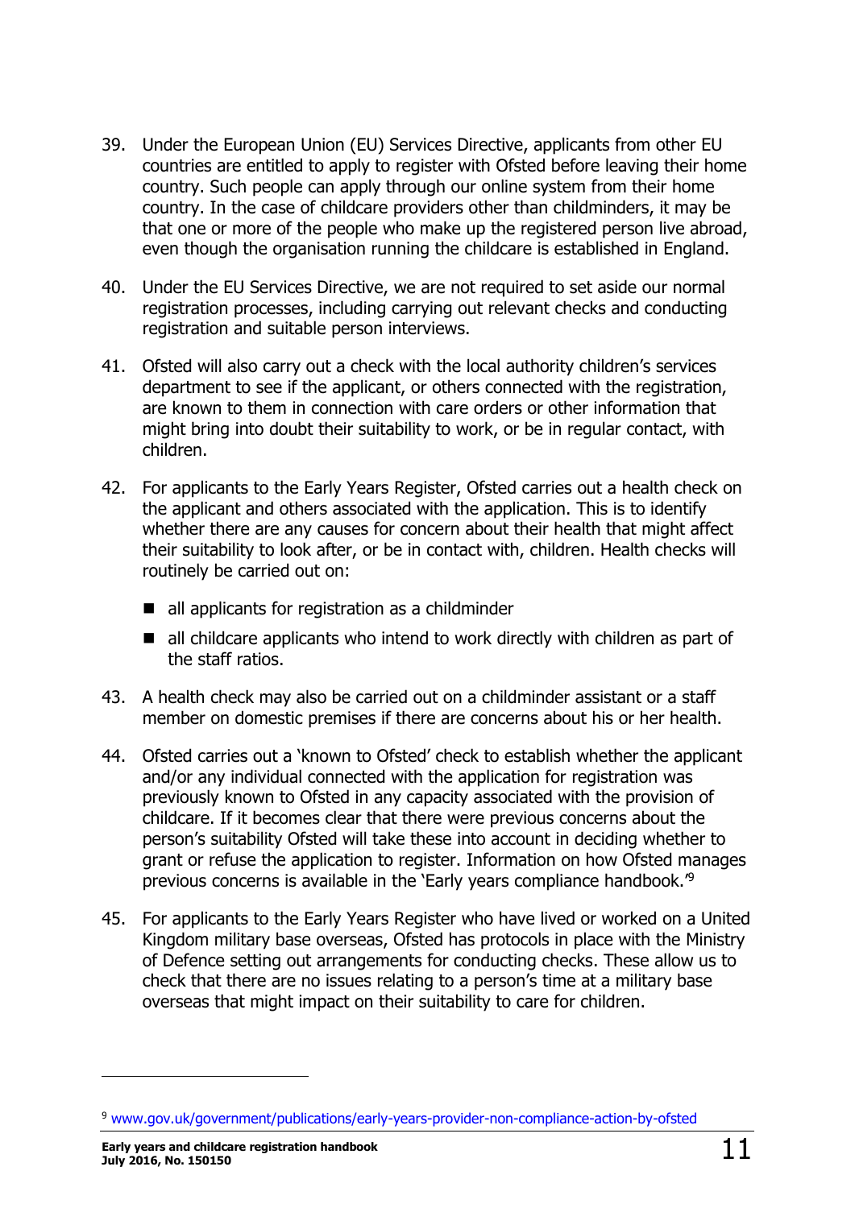39. Under the European Union (EU) Services Directive, applicants from other EU countries are entitled to apply to register with Ofsted before leaving their home country. Such people can apply through our online system from their home country. In the case of childcare providers other than childminders, it may be that one or more of the people who make up the registered person live abroad, even though the organisation running the childcare is established in England.

40. Under the EU Services Directive, we are not required to set aside our normal registration processes, including carrying out relevant checks and conducting registration and suitable person interviews.

41. Ofsted will also carry out a check with the local authority children's services department to see if the applicant, or others connected with the registration, are known to them in connection with care orders or other information that might bring into doubt their suitability to work, or be in regular contact, with children.

42. For applicants to the Early Years Register, Ofsted carries out a health check on the applicant and others associated with the application. This is to identify whether there are any causes for concern about their health that might affect their suitability to look after, or be in contact with, children. Health checks will routinely be carried out on:

    - all applicants for registration as a childminder
    - all childcare applicants who intend to work directly with children as part of the staff ratios.

43. A health check may also be carried out on a childminder assistant or a staff member on domestic premises if there are concerns about his or her health.

44. Ofsted carries out a 'known to Ofsted' check to establish whether the applicant and/or any individual connected with the application for registration was previously known to Ofsted in any capacity associated with the provision of childcare. If it becomes clear that there were previous concerns about the person's suitability Ofsted will take these into account in deciding whether to grant or refuse the application to register. Information on how Ofsted manages previous concerns is available in the 'Early years compliance handbook.'[9]

45. For applicants to the Early Years Register who have lived or worked on a United Kingdom military base overseas, Ofsted has protocols in place with the Ministry of Defence setting out arrangements for conducting checks. These allow us to check that there are no issues relating to a person's time at a military base overseas that might impact on their suitability to care for children.

---

[9] www.gov.uk/government/publications/early-years-provider-non-compliance-action-by-ofsted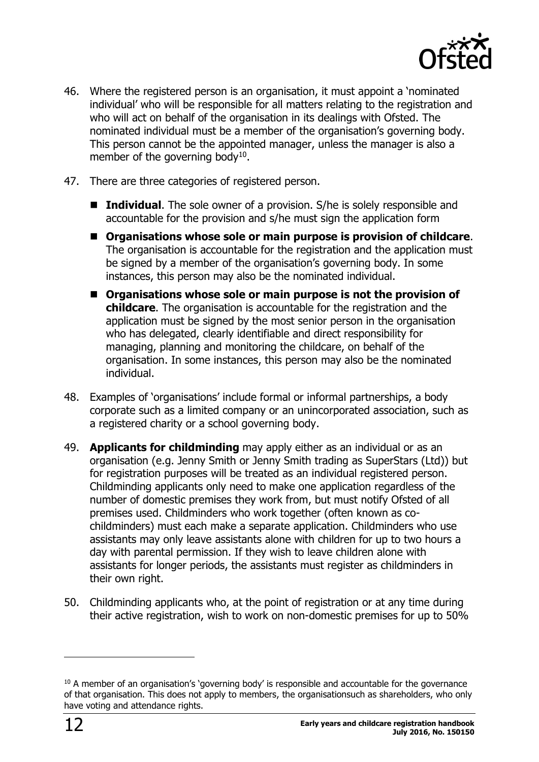46. Where the registered person is an organisation, it must appoint a 'nominated individual' who will be responsible for all matters relating to the registration and who will act on behalf of the organisation in its dealings with Ofsted. The nominated individual must be a member of the organisation's governing body. This person cannot be the appointed manager, unless the manager is also a member of the governing body[10].

47. There are three categories of registered person.

    - **Individual**. The sole owner of a provision. S/he is solely responsible and accountable for the provision and s/he must sign the application form
    - **Organisations whose sole or main purpose is provision of childcare**. The organisation is accountable for the registration and the application must be signed by a member of the organisation's governing body. In some instances, this person may also be the nominated individual.
    - **Organisations whose sole or main purpose is not the provision of childcare**. The organisation is accountable for the registration and the application must be signed by the most senior person in the organisation who has delegated, clearly identifiable and direct responsibility for managing, planning and monitoring the childcare, on behalf of the organisation. In some instances, this person may also be the nominated individual.

48. Examples of 'organisations' include formal or informal partnerships, a body corporate such as a limited company or an unincorporated association, such as a registered charity or a school governing body.

49. **Applicants for childminding** may apply either as an individual or as an organisation (e.g. Jenny Smith or Jenny Smith trading as SuperStars (Ltd)) but for registration purposes will be treated as an individual registered person. Childminding applicants only need to make one application regardless of the number of domestic premises they work from, but must notify Ofsted of all premises used. Childminders who work together (often known as co-childminders) must each make a separate application. Childminders who use assistants may only leave assistants alone with children for up to two hours a day with parental permission. If they wish to leave children alone with assistants for longer periods, the assistants must register as childminders in their own right.

50. Childminding applicants who, at the point of registration or at any time during their active registration, wish to work on non-domestic premises for up to 50%

---

[10] A member of an organisation's 'governing body' is responsible and accountable for the governance of that organisation. This does not apply to members, the organisationsuch as shareholders, who only have voting and attendance rights.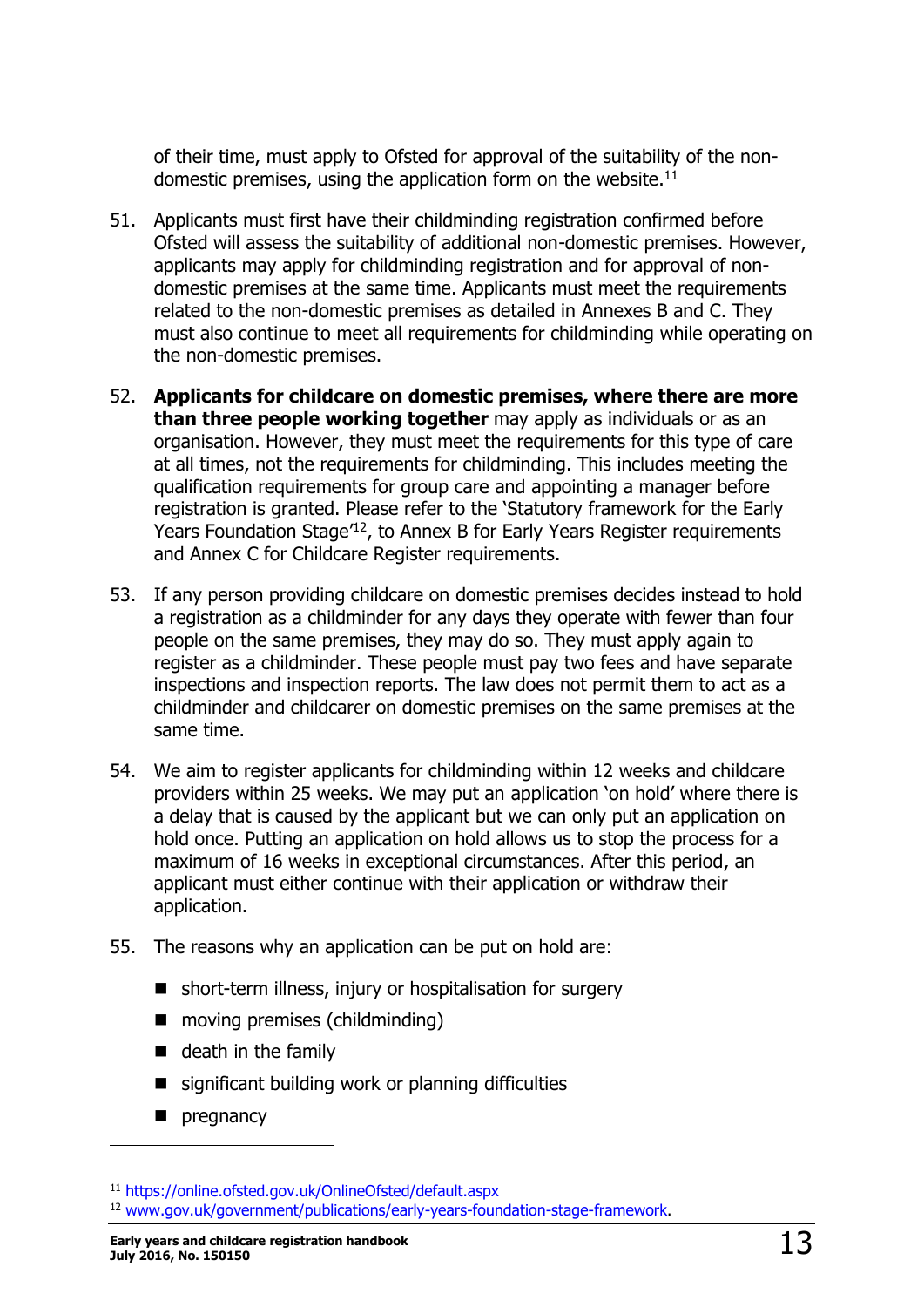of their time, must apply to Ofsted for approval of the suitability of the non-domestic premises, using the application form on the website.[11]

51. Applicants must first have their childminding registration confirmed before Ofsted will assess the suitability of additional non-domestic premises. However, applicants may apply for childminding registration and for approval of non-domestic premises at the same time. Applicants must meet the requirements related to the non-domestic premises as detailed in Annexes B and C. They must also continue to meet all requirements for childminding while operating on the non-domestic premises.

52. **Applicants for childcare on domestic premises, where there are more than three people working together** may apply as individuals or as an organisation. However, they must meet the requirements for this type of care at all times, not the requirements for childminding. This includes meeting the qualification requirements for group care and appointing a manager before registration is granted. Please refer to the 'Statutory framework for the Early Years Foundation Stage'[12], to Annex B for Early Years Register requirements and Annex C for Childcare Register requirements.

53. If any person providing childcare on domestic premises decides instead to hold a registration as a childminder for any days they operate with fewer than four people on the same premises, they may do so. They must apply again to register as a childminder. These people must pay two fees and have separate inspections and inspection reports. The law does not permit them to act as a childminder and childcarer on domestic premises on the same premises at the same time.

54. We aim to register applicants for childminding within 12 weeks and childcare providers within 25 weeks. We may put an application 'on hold' where there is a delay that is caused by the applicant but we can only put an application on hold once. Putting an application on hold allows us to stop the process for a maximum of 16 weeks in exceptional circumstances. After this period, an applicant must either continue with their application or withdraw their application.

55. The reasons why an application can be put on hold are:

    - short-term illness, injury or hospitalisation for surgery
    - moving premises (childminding)
    - death in the family
    - significant building work or planning difficulties
    - pregnancy

---

[11] https://online.ofsted.gov.uk/OnlineOfsted/default.aspx

[12] www.gov.uk/government/publications/early-years-foundation-stage-framework.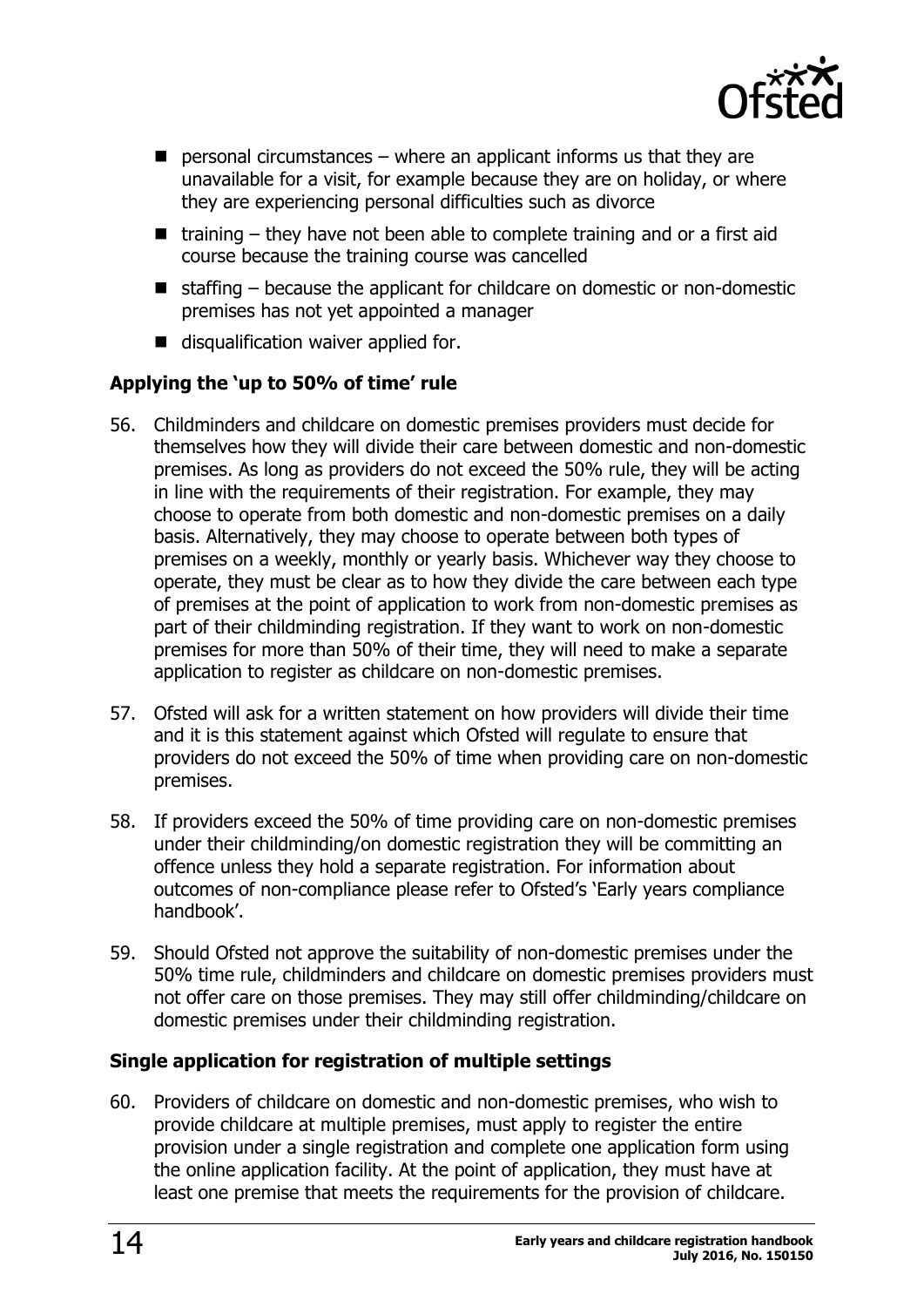- personal circumstances – where an applicant informs us that they are unavailable for a visit, for example because they are on holiday, or where they are experiencing personal difficulties such as divorce
- training – they have not been able to complete training and or a first aid course because the training course was cancelled
- staffing – because the applicant for childcare on domestic or non-domestic premises has not yet appointed a manager
- disqualification waiver applied for.

### Applying the 'up to 50% of time' rule

56. Childminders and childcare on domestic premises providers must decide for themselves how they will divide their care between domestic and non-domestic premises. As long as providers do not exceed the 50% rule, they will be acting in line with the requirements of their registration. For example, they may choose to operate from both domestic and non-domestic premises on a daily basis. Alternatively, they may choose to operate between both types of premises on a weekly, monthly or yearly basis. Whichever way they choose to operate, they must be clear as to how they divide the care between each type of premises at the point of application to work from non-domestic premises as part of their childminding registration. If they want to work on non-domestic premises for more than 50% of their time, they will need to make a separate application to register as childcare on non-domestic premises.

57. Ofsted will ask for a written statement on how providers will divide their time and it is this statement against which Ofsted will regulate to ensure that providers do not exceed the 50% of time when providing care on non-domestic premises.

58. If providers exceed the 50% of time providing care on non-domestic premises under their childminding/on domestic registration they will be committing an offence unless they hold a separate registration. For information about outcomes of non-compliance please refer to Ofsted's 'Early years compliance handbook'.

59. Should Ofsted not approve the suitability of non-domestic premises under the 50% time rule, childminders and childcare on domestic premises providers must not offer care on those premises. They may still offer childminding/childcare on domestic premises under their childminding registration.

### Single application for registration of multiple settings

60. Providers of childcare on domestic and non-domestic premises, who wish to provide childcare at multiple premises, must apply to register the entire provision under a single registration and complete one application form using the online application facility. At the point of application, they must have at least one premise that meets the requirements for the provision of childcare.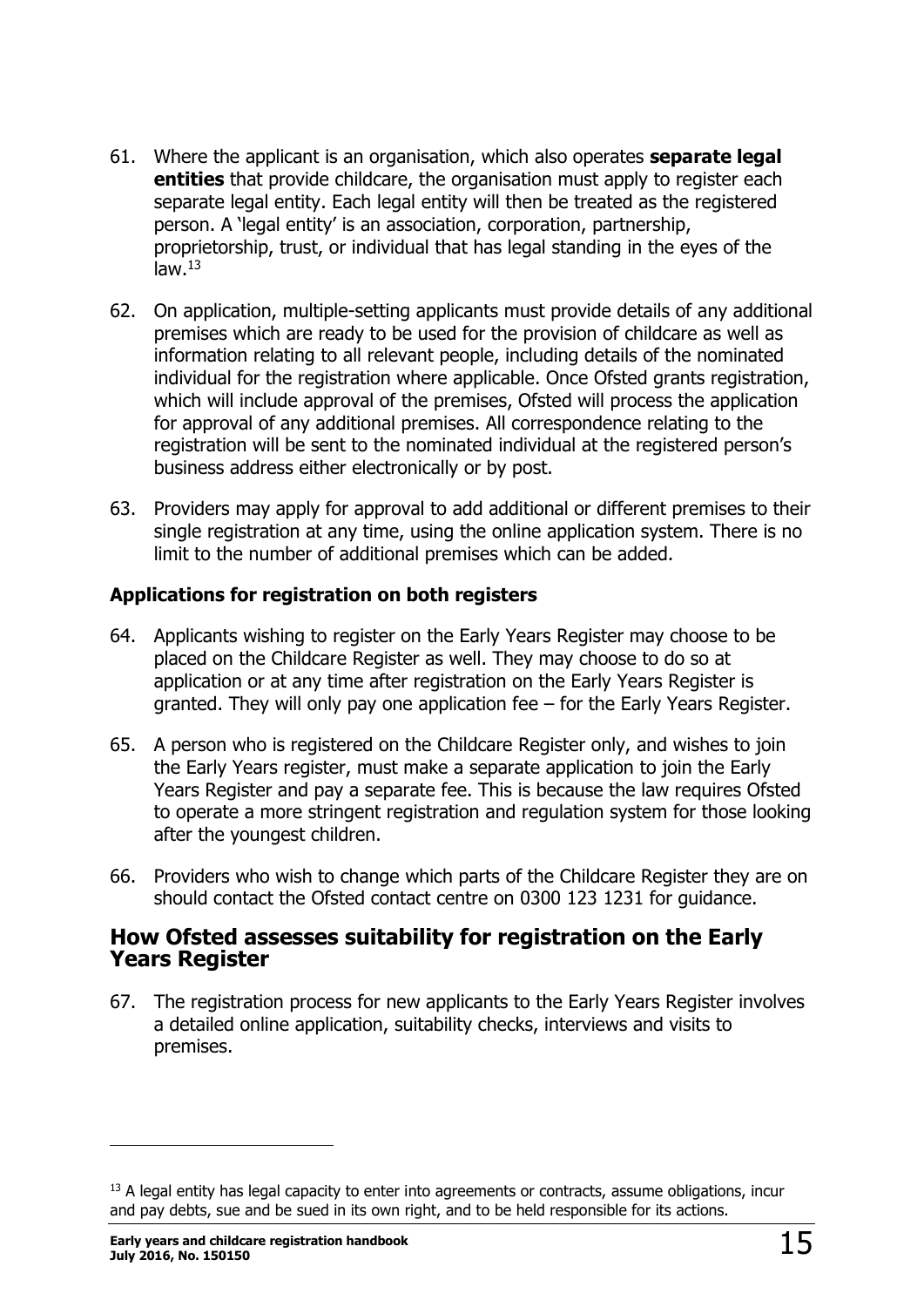61. Where the applicant is an organisation, which also operates **separate legal entities** that provide childcare, the organisation must apply to register each separate legal entity. Each legal entity will then be treated as the registered person. A 'legal entity' is an association, corporation, partnership, proprietorship, trust, or individual that has legal standing in the eyes of the law.[13]

62. On application, multiple-setting applicants must provide details of any additional premises which are ready to be used for the provision of childcare as well as information relating to all relevant people, including details of the nominated individual for the registration where applicable. Once Ofsted grants registration, which will include approval of the premises, Ofsted will process the application for approval of any additional premises. All correspondence relating to the registration will be sent to the nominated individual at the registered person's business address either electronically or by post.

63. Providers may apply for approval to add additional or different premises to their single registration at any time, using the online application system. There is no limit to the number of additional premises which can be added.

### Applications for registration on both registers

64. Applicants wishing to register on the Early Years Register may choose to be placed on the Childcare Register as well. They may choose to do so at application or at any time after registration on the Early Years Register is granted. They will only pay one application fee – for the Early Years Register.

65. A person who is registered on the Childcare Register only, and wishes to join the Early Years register, must make a separate application to join the Early Years Register and pay a separate fee. This is because the law requires Ofsted to operate a more stringent registration and regulation system for those looking after the youngest children.

66. Providers who wish to change which parts of the Childcare Register they are on should contact the Ofsted contact centre on 0300 123 1231 for guidance.

## How Ofsted assesses suitability for registration on the Early Years Register

67. The registration process for new applicants to the Early Years Register involves a detailed online application, suitability checks, interviews and visits to premises.

---

[13] A legal entity has legal capacity to enter into agreements or contracts, assume obligations, incur and pay debts, sue and be sued in its own right, and to be held responsible for its actions.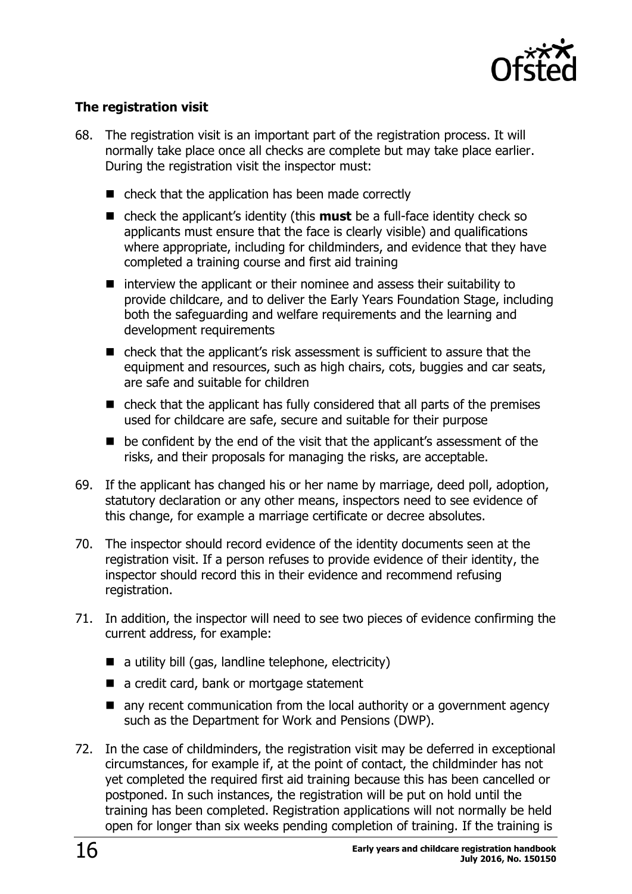### The registration visit

68. The registration visit is an important part of the registration process. It will normally take place once all checks are complete but may take place earlier. During the registration visit the inspector must:

    - check that the application has been made correctly
    - check the applicant's identity (this **must** be a full-face identity check so applicants must ensure that the face is clearly visible) and qualifications where appropriate, including for childminders, and evidence that they have completed a training course and first aid training
    - interview the applicant or their nominee and assess their suitability to provide childcare, and to deliver the Early Years Foundation Stage, including both the safeguarding and welfare requirements and the learning and development requirements
    - check that the applicant's risk assessment is sufficient to assure that the equipment and resources, such as high chairs, cots, buggies and car seats, are safe and suitable for children
    - check that the applicant has fully considered that all parts of the premises used for childcare are safe, secure and suitable for their purpose
    - be confident by the end of the visit that the applicant's assessment of the risks, and their proposals for managing the risks, are acceptable.

69. If the applicant has changed his or her name by marriage, deed poll, adoption, statutory declaration or any other means, inspectors need to see evidence of this change, for example a marriage certificate or decree absolutes.

70. The inspector should record evidence of the identity documents seen at the registration visit. If a person refuses to provide evidence of their identity, the inspector should record this in their evidence and recommend refusing registration.

71. In addition, the inspector will need to see two pieces of evidence confirming the current address, for example:

    - a utility bill (gas, landline telephone, electricity)
    - a credit card, bank or mortgage statement
    - any recent communication from the local authority or a government agency such as the Department for Work and Pensions (DWP).

72. In the case of childminders, the registration visit may be deferred in exceptional circumstances, for example if, at the point of contact, the childminder has not yet completed the required first aid training because this has been cancelled or postponed. In such instances, the registration will be put on hold until the training has been completed. Registration applications will not normally be held open for longer than six weeks pending completion of training. If the training is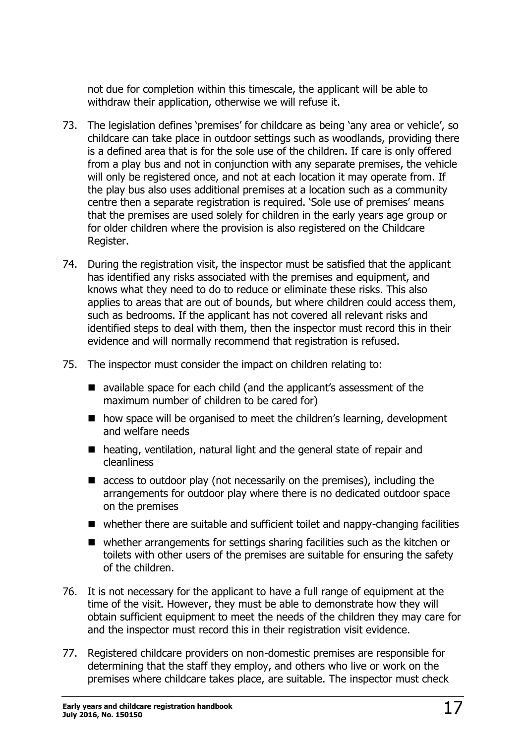not due for completion within this timescale, the applicant will be able to withdraw their application, otherwise we will refuse it.

73. The legislation defines 'premises' for childcare as being 'any area or vehicle', so childcare can take place in outdoor settings such as woodlands, providing there is a defined area that is for the sole use of the children. If care is only offered from a play bus and not in conjunction with any separate premises, the vehicle will only be registered once, and not at each location it may operate from. If the play bus also uses additional premises at a location such as a community centre then a separate registration is required. 'Sole use of premises' means that the premises are used solely for children in the early years age group or for older children where the provision is also registered on the Childcare Register.

74. During the registration visit, the inspector must be satisfied that the applicant has identified any risks associated with the premises and equipment, and knows what they need to do to reduce or eliminate these risks. This also applies to areas that are out of bounds, but where children could access them, such as bedrooms. If the applicant has not covered all relevant risks and identified steps to deal with them, then the inspector must record this in their evidence and will normally recommend that registration is refused.

75. The inspector must consider the impact on children relating to:

    - available space for each child (and the applicant's assessment of the maximum number of children to be cared for)
    - how space will be organised to meet the children's learning, development and welfare needs
    - heating, ventilation, natural light and the general state of repair and cleanliness
    - access to outdoor play (not necessarily on the premises), including the arrangements for outdoor play where there is no dedicated outdoor space on the premises
    - whether there are suitable and sufficient toilet and nappy-changing facilities
    - whether arrangements for settings sharing facilities such as the kitchen or toilets with other users of the premises are suitable for ensuring the safety of the children.

76. It is not necessary for the applicant to have a full range of equipment at the time of the visit. However, they must be able to demonstrate how they will obtain sufficient equipment to meet the needs of the children they may care for and the inspector must record this in their registration visit evidence.

77. Registered childcare providers on non-domestic premises are responsible for determining that the staff they employ, and others who live or work on the premises where childcare takes place, are suitable. The inspector must check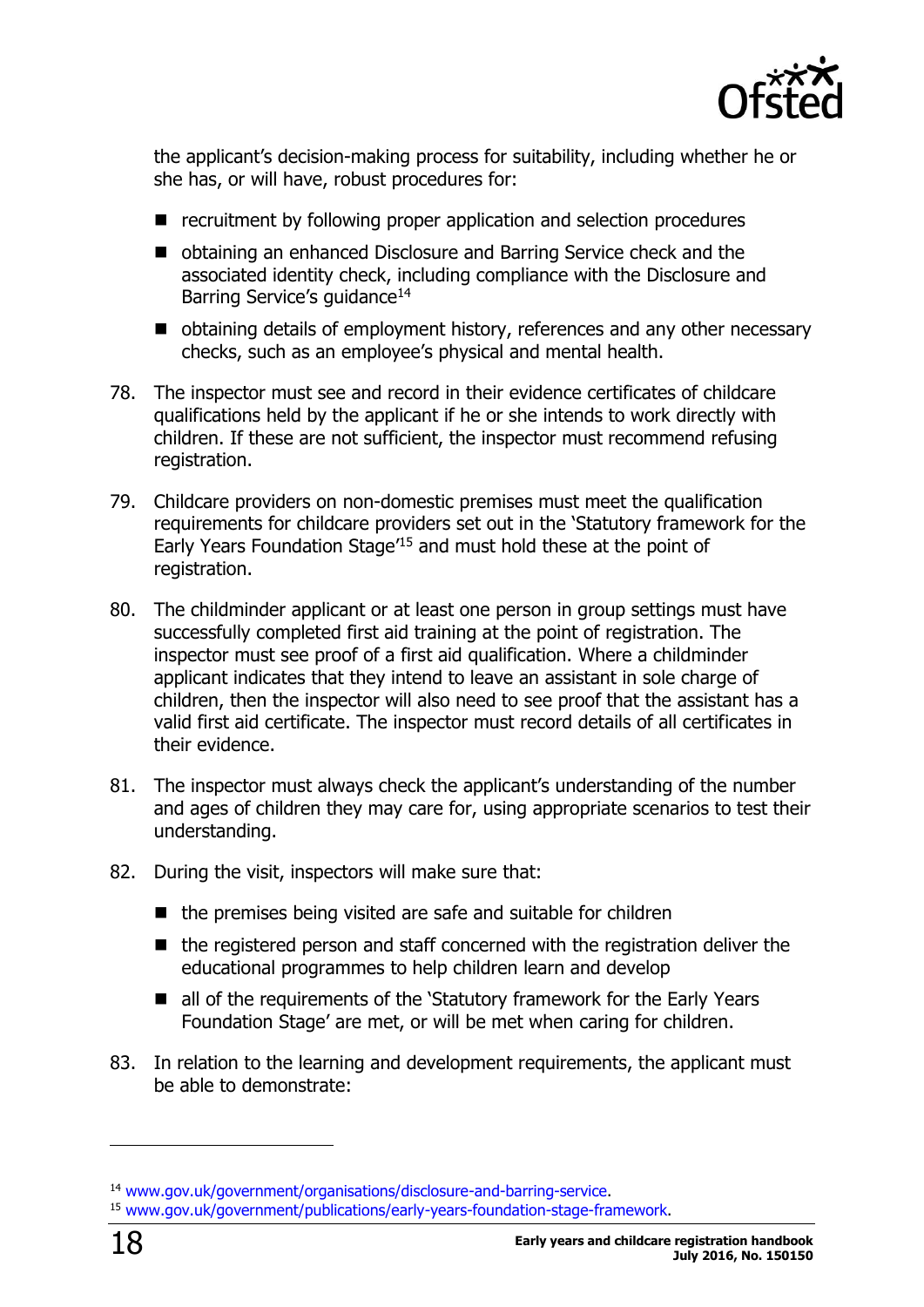the applicant's decision-making process for suitability, including whether he or she has, or will have, robust procedures for:

- recruitment by following proper application and selection procedures
- obtaining an enhanced Disclosure and Barring Service check and the associated identity check, including compliance with the Disclosure and Barring Service's guidance[14]
- obtaining details of employment history, references and any other necessary checks, such as an employee's physical and mental health.

78. The inspector must see and record in their evidence certificates of childcare qualifications held by the applicant if he or she intends to work directly with children. If these are not sufficient, the inspector must recommend refusing registration.

79. Childcare providers on non-domestic premises must meet the qualification requirements for childcare providers set out in the 'Statutory framework for the Early Years Foundation Stage'[15] and must hold these at the point of registration.

80. The childminder applicant or at least one person in group settings must have successfully completed first aid training at the point of registration. The inspector must see proof of a first aid qualification. Where a childminder applicant indicates that they intend to leave an assistant in sole charge of children, then the inspector will also need to see proof that the assistant has a valid first aid certificate. The inspector must record details of all certificates in their evidence.

81. The inspector must always check the applicant's understanding of the number and ages of children they may care for, using appropriate scenarios to test their understanding.

82. During the visit, inspectors will make sure that:

- the premises being visited are safe and suitable for children
- the registered person and staff concerned with the registration deliver the educational programmes to help children learn and develop
- all of the requirements of the 'Statutory framework for the Early Years Foundation Stage' are met, or will be met when caring for children.

83. In relation to the learning and development requirements, the applicant must be able to demonstrate:

---

[14] www.gov.uk/government/organisations/disclosure-and-barring-service.

[15] www.gov.uk/government/publications/early-years-foundation-stage-framework.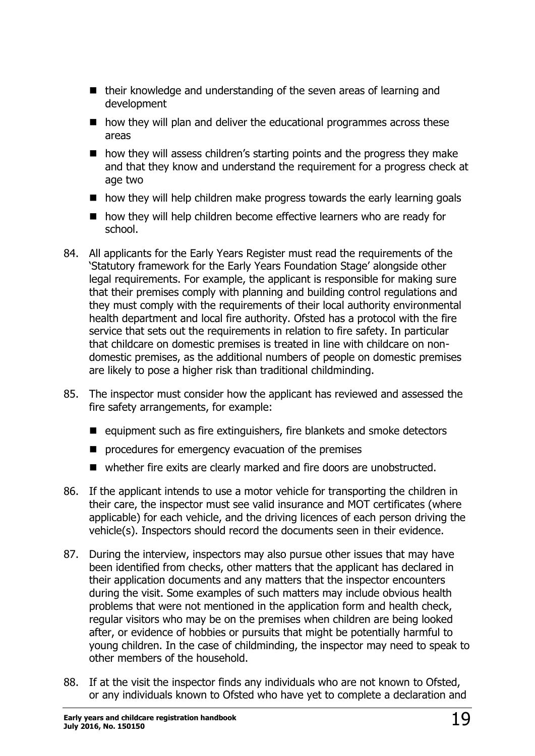- their knowledge and understanding of the seven areas of learning and development
- how they will plan and deliver the educational programmes across these areas
- how they will assess children's starting points and the progress they make and that they know and understand the requirement for a progress check at age two
- how they will help children make progress towards the early learning goals
- how they will help children become effective learners who are ready for school.

84. All applicants for the Early Years Register must read the requirements of the 'Statutory framework for the Early Years Foundation Stage' alongside other legal requirements. For example, the applicant is responsible for making sure that their premises comply with planning and building control regulations and they must comply with the requirements of their local authority environmental health department and local fire authority. Ofsted has a protocol with the fire service that sets out the requirements in relation to fire safety. In particular that childcare on domestic premises is treated in line with childcare on non-domestic premises, as the additional numbers of people on domestic premises are likely to pose a higher risk than traditional childminding.

85. The inspector must consider how the applicant has reviewed and assessed the fire safety arrangements, for example:
    - equipment such as fire extinguishers, fire blankets and smoke detectors
    - procedures for emergency evacuation of the premises
    - whether fire exits are clearly marked and fire doors are unobstructed.

86. If the applicant intends to use a motor vehicle for transporting the children in their care, the inspector must see valid insurance and MOT certificates (where applicable) for each vehicle, and the driving licences of each person driving the vehicle(s). Inspectors should record the documents seen in their evidence.

87. During the interview, inspectors may also pursue other issues that may have been identified from checks, other matters that the applicant has declared in their application documents and any matters that the inspector encounters during the visit. Some examples of such matters may include obvious health problems that were not mentioned in the application form and health check, regular visitors who may be on the premises when children are being looked after, or evidence of hobbies or pursuits that might be potentially harmful to young children. In the case of childminding, the inspector may need to speak to other members of the household.

88. If at the visit the inspector finds any individuals who are not known to Ofsted, or any individuals known to Ofsted who have yet to complete a declaration and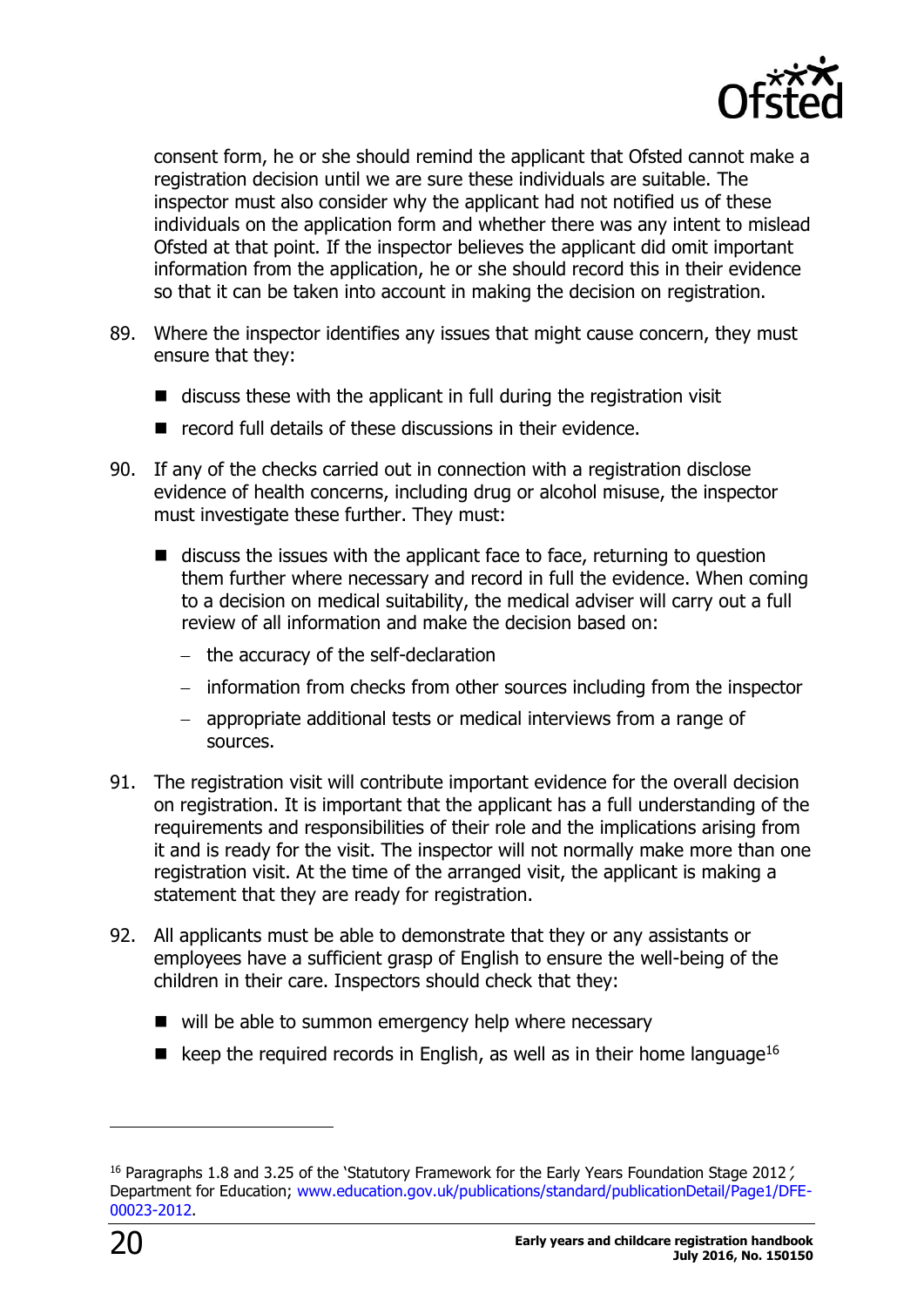consent form, he or she should remind the applicant that Ofsted cannot make a registration decision until we are sure these individuals are suitable. The inspector must also consider why the applicant had not notified us of these individuals on the application form and whether there was any intent to mislead Ofsted at that point. If the inspector believes the applicant did omit important information from the application, he or she should record this in their evidence so that it can be taken into account in making the decision on registration.

89. Where the inspector identifies any issues that might cause concern, they must ensure that they:

   - discuss these with the applicant in full during the registration visit
   - record full details of these discussions in their evidence.

90. If any of the checks carried out in connection with a registration disclose evidence of health concerns, including drug or alcohol misuse, the inspector must investigate these further. They must:

   - discuss the issues with the applicant face to face, returning to question them further where necessary and record in full the evidence. When coming to a decision on medical suitability, the medical adviser will carry out a full review of all information and make the decision based on:
     - the accuracy of the self-declaration
     - information from checks from other sources including from the inspector
     - appropriate additional tests or medical interviews from a range of sources.

91. The registration visit will contribute important evidence for the overall decision on registration. It is important that the applicant has a full understanding of the requirements and responsibilities of their role and the implications arising from it and is ready for the visit. The inspector will not normally make more than one registration visit. At the time of the arranged visit, the applicant is making a statement that they are ready for registration.

92. All applicants must be able to demonstrate that they or any assistants or employees have a sufficient grasp of English to ensure the well-being of the children in their care. Inspectors should check that they:

   - will be able to summon emergency help where necessary
   - keep the required records in English, as well as in their home language[16]

---

[16] Paragraphs 1.8 and 3.25 of the 'Statutory Framework for the Early Years Foundation Stage 2012', Department for Education; www.education.gov.uk/publications/standard/publicationDetail/Page1/DFE-00023-2012.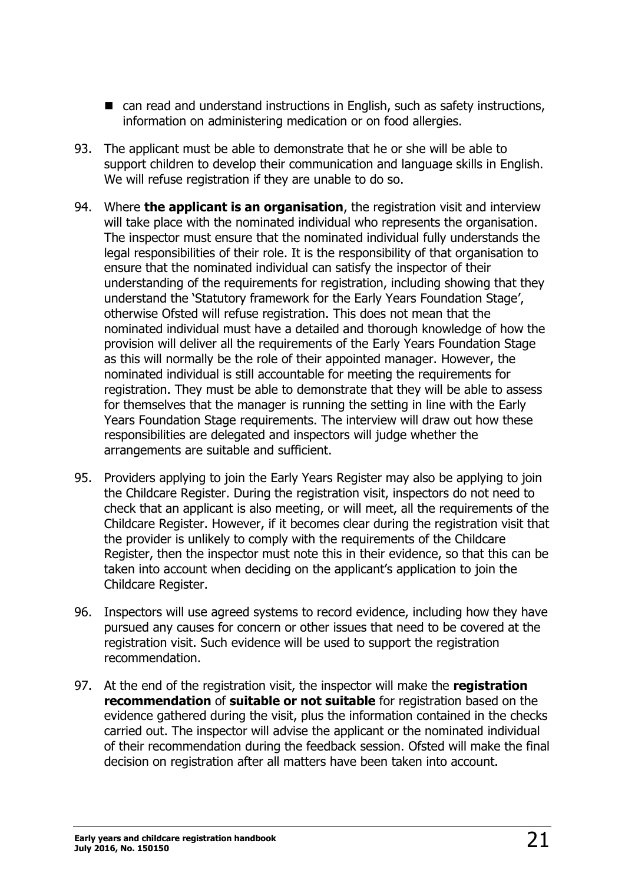- can read and understand instructions in English, such as safety instructions, information on administering medication or on food allergies.

93. The applicant must be able to demonstrate that he or she will be able to support children to develop their communication and language skills in English. We will refuse registration if they are unable to do so.

94. Where **the applicant is an organisation**, the registration visit and interview will take place with the nominated individual who represents the organisation. The inspector must ensure that the nominated individual fully understands the legal responsibilities of their role. It is the responsibility of that organisation to ensure that the nominated individual can satisfy the inspector of their understanding of the requirements for registration, including showing that they understand the 'Statutory framework for the Early Years Foundation Stage', otherwise Ofsted will refuse registration. This does not mean that the nominated individual must have a detailed and thorough knowledge of how the provision will deliver all the requirements of the Early Years Foundation Stage as this will normally be the role of their appointed manager. However, the nominated individual is still accountable for meeting the requirements for registration. They must be able to demonstrate that they will be able to assess for themselves that the manager is running the setting in line with the Early Years Foundation Stage requirements. The interview will draw out how these responsibilities are delegated and inspectors will judge whether the arrangements are suitable and sufficient.

95. Providers applying to join the Early Years Register may also be applying to join the Childcare Register. During the registration visit, inspectors do not need to check that an applicant is also meeting, or will meet, all the requirements of the Childcare Register. However, if it becomes clear during the registration visit that the provider is unlikely to comply with the requirements of the Childcare Register, then the inspector must note this in their evidence, so that this can be taken into account when deciding on the applicant's application to join the Childcare Register.

96. Inspectors will use agreed systems to record evidence, including how they have pursued any causes for concern or other issues that need to be covered at the registration visit. Such evidence will be used to support the registration recommendation.

97. At the end of the registration visit, the inspector will make the **registration recommendation** of **suitable or not suitable** for registration based on the evidence gathered during the visit, plus the information contained in the checks carried out. The inspector will advise the applicant or the nominated individual of their recommendation during the feedback session. Ofsted will make the final decision on registration after all matters have been taken into account.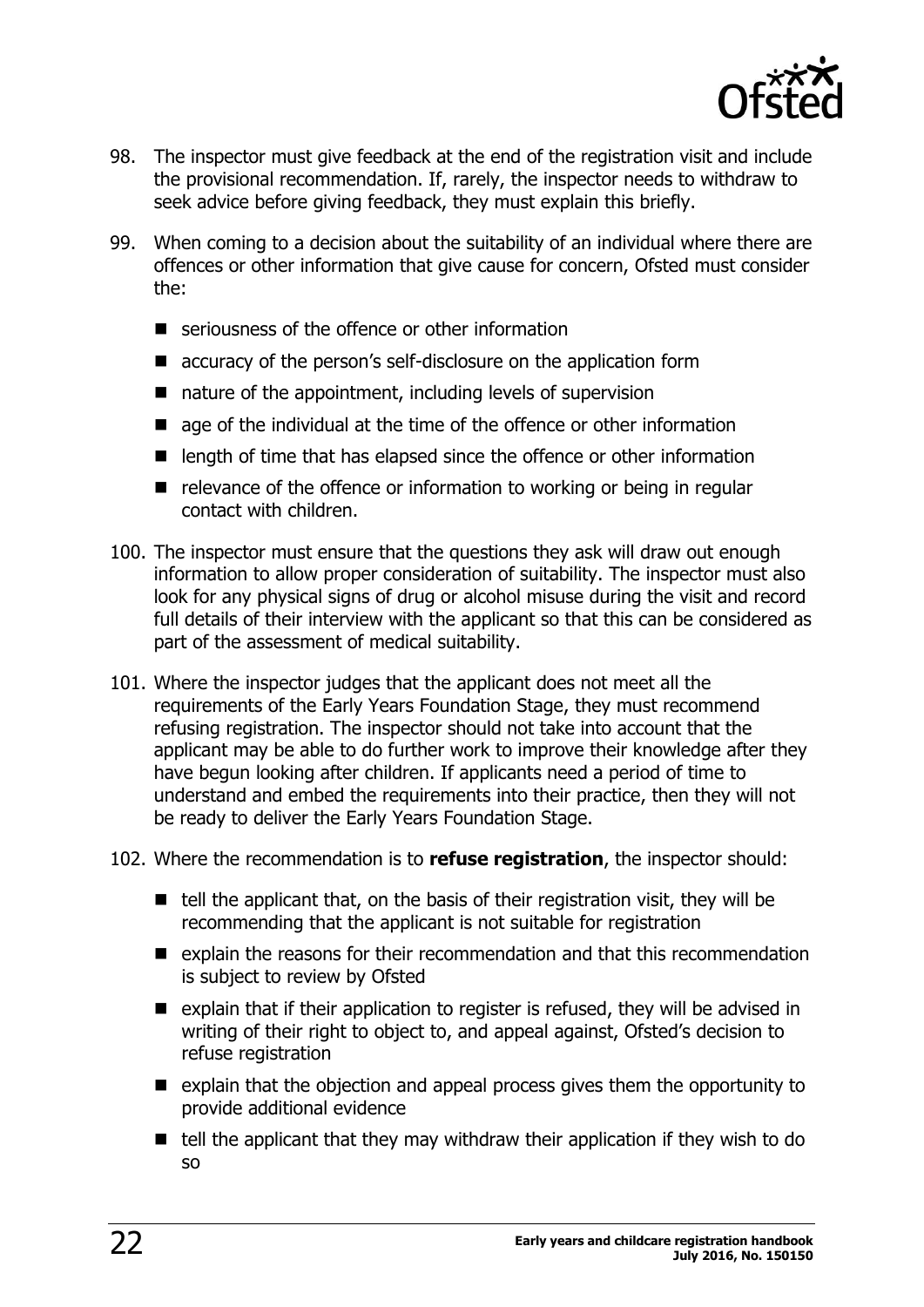98. The inspector must give feedback at the end of the registration visit and include the provisional recommendation. If, rarely, the inspector needs to withdraw to seek advice before giving feedback, they must explain this briefly.

99. When coming to a decision about the suitability of an individual where there are offences or other information that give cause for concern, Ofsted must consider the:

    - seriousness of the offence or other information
    - accuracy of the person's self-disclosure on the application form
    - nature of the appointment, including levels of supervision
    - age of the individual at the time of the offence or other information
    - length of time that has elapsed since the offence or other information
    - relevance of the offence or information to working or being in regular contact with children.

100. The inspector must ensure that the questions they ask will draw out enough information to allow proper consideration of suitability. The inspector must also look for any physical signs of drug or alcohol misuse during the visit and record full details of their interview with the applicant so that this can be considered as part of the assessment of medical suitability.

101. Where the inspector judges that the applicant does not meet all the requirements of the Early Years Foundation Stage, they must recommend refusing registration. The inspector should not take into account that the applicant may be able to do further work to improve their knowledge after they have begun looking after children. If applicants need a period of time to understand and embed the requirements into their practice, then they will not be ready to deliver the Early Years Foundation Stage.

102. Where the recommendation is to **refuse registration**, the inspector should:

    - tell the applicant that, on the basis of their registration visit, they will be recommending that the applicant is not suitable for registration
    - explain the reasons for their recommendation and that this recommendation is subject to review by Ofsted
    - explain that if their application to register is refused, they will be advised in writing of their right to object to, and appeal against, Ofsted's decision to refuse registration
    - explain that the objection and appeal process gives them the opportunity to provide additional evidence
    - tell the applicant that they may withdraw their application if they wish to do so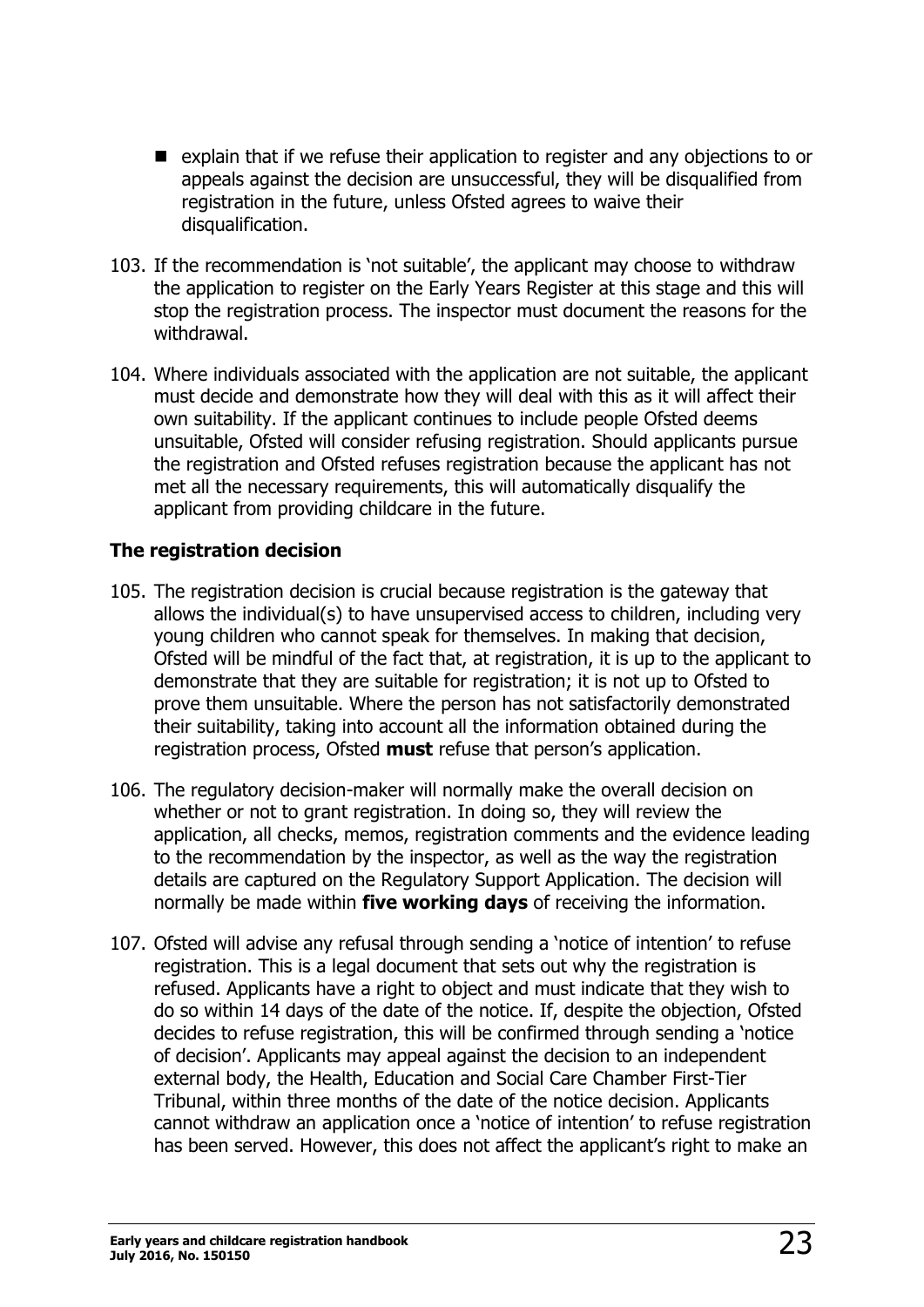- explain that if we refuse their application to register and any objections to or appeals against the decision are unsuccessful, they will be disqualified from registration in the future, unless Ofsted agrees to waive their disqualification.

103. If the recommendation is 'not suitable', the applicant may choose to withdraw the application to register on the Early Years Register at this stage and this will stop the registration process. The inspector must document the reasons for the withdrawal.

104. Where individuals associated with the application are not suitable, the applicant must decide and demonstrate how they will deal with this as it will affect their own suitability. If the applicant continues to include people Ofsted deems unsuitable, Ofsted will consider refusing registration. Should applicants pursue the registration and Ofsted refuses registration because the applicant has not met all the necessary requirements, this will automatically disqualify the applicant from providing childcare in the future.

### The registration decision

105. The registration decision is crucial because registration is the gateway that allows the individual(s) to have unsupervised access to children, including very young children who cannot speak for themselves. In making that decision, Ofsted will be mindful of the fact that, at registration, it is up to the applicant to demonstrate that they are suitable for registration; it is not up to Ofsted to prove them unsuitable. Where the person has not satisfactorily demonstrated their suitability, taking into account all the information obtained during the registration process, Ofsted **must** refuse that person's application.

106. The regulatory decision-maker will normally make the overall decision on whether or not to grant registration. In doing so, they will review the application, all checks, memos, registration comments and the evidence leading to the recommendation by the inspector, as well as the way the registration details are captured on the Regulatory Support Application. The decision will normally be made within **five working days** of receiving the information.

107. Ofsted will advise any refusal through sending a 'notice of intention' to refuse registration. This is a legal document that sets out why the registration is refused. Applicants have a right to object and must indicate that they wish to do so within 14 days of the date of the notice. If, despite the objection, Ofsted decides to refuse registration, this will be confirmed through sending a 'notice of decision'. Applicants may appeal against the decision to an independent external body, the Health, Education and Social Care Chamber First-Tier Tribunal, within three months of the date of the notice decision. Applicants cannot withdraw an application once a 'notice of intention' to refuse registration has been served. However, this does not affect the applicant's right to make an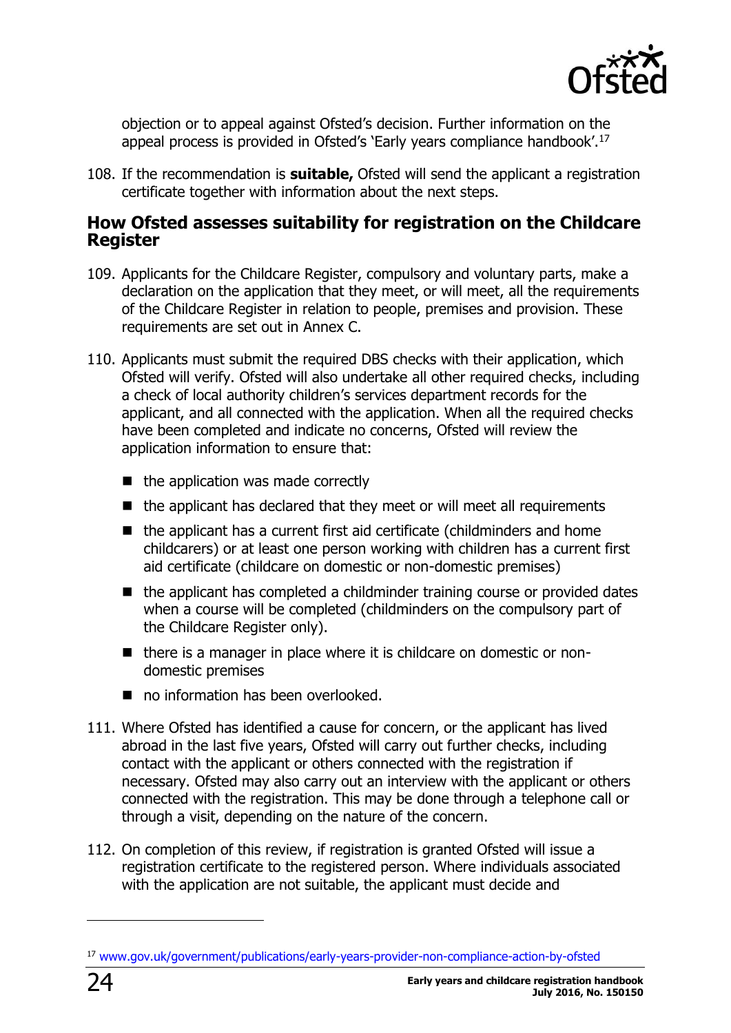objection or to appeal against Ofsted's decision. Further information on the appeal process is provided in Ofsted's 'Early years compliance handbook'.[17]

108. If the recommendation is **suitable,** Ofsted will send the applicant a registration certificate together with information about the next steps.

## How Ofsted assesses suitability for registration on the Childcare Register

109. Applicants for the Childcare Register, compulsory and voluntary parts, make a declaration on the application that they meet, or will meet, all the requirements of the Childcare Register in relation to people, premises and provision. These requirements are set out in Annex C.

110. Applicants must submit the required DBS checks with their application, which Ofsted will verify. Ofsted will also undertake all other required checks, including a check of local authority children's services department records for the applicant, and all connected with the application. When all the required checks have been completed and indicate no concerns, Ofsted will review the application information to ensure that:

- the application was made correctly
- the applicant has declared that they meet or will meet all requirements
- the applicant has a current first aid certificate (childminders and home childcarers) or at least one person working with children has a current first aid certificate (childcare on domestic or non-domestic premises)
- the applicant has completed a childminder training course or provided dates when a course will be completed (childminders on the compulsory part of the Childcare Register only).
- there is a manager in place where it is childcare on domestic or non-domestic premises
- no information has been overlooked.

111. Where Ofsted has identified a cause for concern, or the applicant has lived abroad in the last five years, Ofsted will carry out further checks, including contact with the applicant or others connected with the registration if necessary. Ofsted may also carry out an interview with the applicant or others connected with the registration. This may be done through a telephone call or through a visit, depending on the nature of the concern.

112. On completion of this review, if registration is granted Ofsted will issue a registration certificate to the registered person. Where individuals associated with the application are not suitable, the applicant must decide and

---

[17] www.gov.uk/government/publications/early-years-provider-non-compliance-action-by-ofsted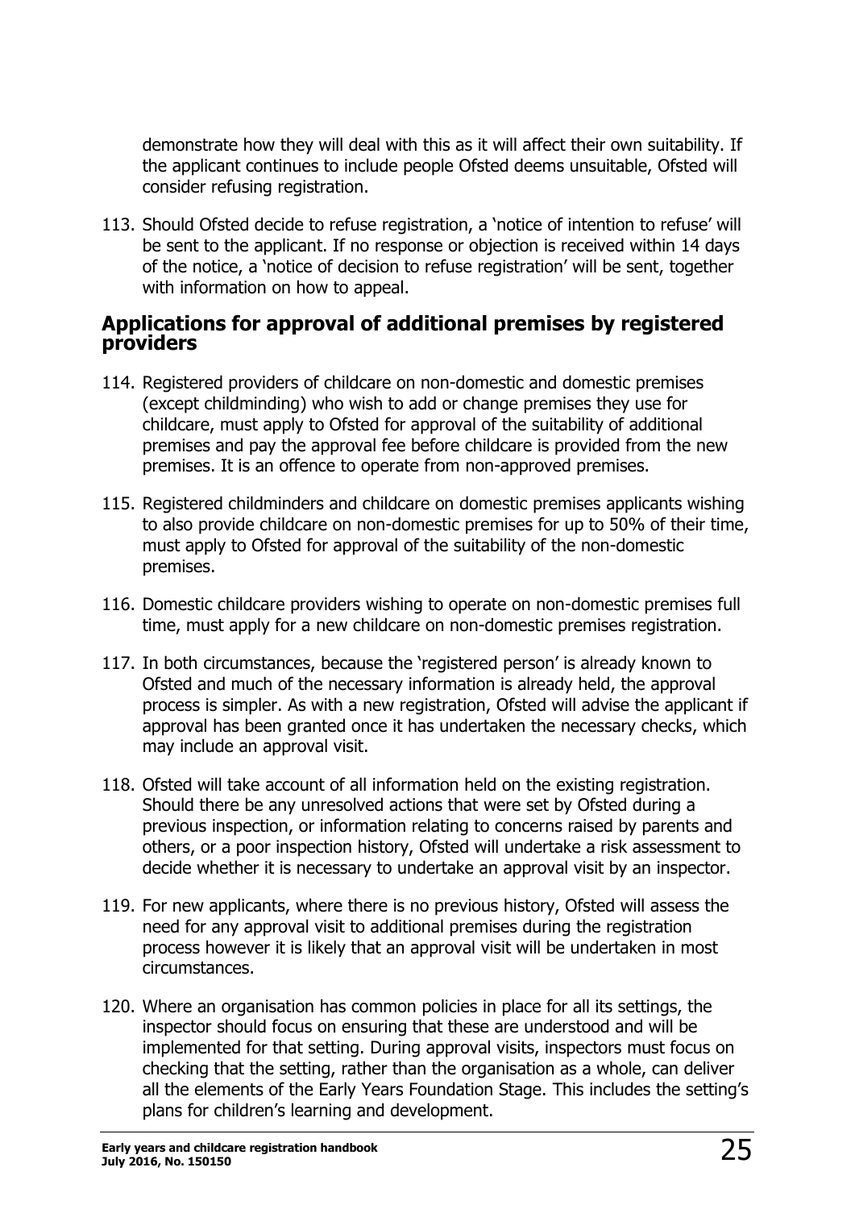demonstrate how they will deal with this as it will affect their own suitability. If the applicant continues to include people Ofsted deems unsuitable, Ofsted will consider refusing registration.

113. Should Ofsted decide to refuse registration, a 'notice of intention to refuse' will be sent to the applicant. If no response or objection is received within 14 days of the notice, a 'notice of decision to refuse registration' will be sent, together with information on how to appeal.

## Applications for approval of additional premises by registered providers

114. Registered providers of childcare on non-domestic and domestic premises (except childminding) who wish to add or change premises they use for childcare, must apply to Ofsted for approval of the suitability of additional premises and pay the approval fee before childcare is provided from the new premises. It is an offence to operate from non-approved premises.

115. Registered childminders and childcare on domestic premises applicants wishing to also provide childcare on non-domestic premises for up to 50% of their time, must apply to Ofsted for approval of the suitability of the non-domestic premises.

116. Domestic childcare providers wishing to operate on non-domestic premises full time, must apply for a new childcare on non-domestic premises registration.

117. In both circumstances, because the 'registered person' is already known to Ofsted and much of the necessary information is already held, the approval process is simpler. As with a new registration, Ofsted will advise the applicant if approval has been granted once it has undertaken the necessary checks, which may include an approval visit.

118. Ofsted will take account of all information held on the existing registration. Should there be any unresolved actions that were set by Ofsted during a previous inspection, or information relating to concerns raised by parents and others, or a poor inspection history, Ofsted will undertake a risk assessment to decide whether it is necessary to undertake an approval visit by an inspector.

119. For new applicants, where there is no previous history, Ofsted will assess the need for any approval visit to additional premises during the registration process however it is likely that an approval visit will be undertaken in most circumstances.

120. Where an organisation has common policies in place for all its settings, the inspector should focus on ensuring that these are understood and will be implemented for that setting. During approval visits, inspectors must focus on checking that the setting, rather than the organisation as a whole, can deliver all the elements of the Early Years Foundation Stage. This includes the setting's plans for children's learning and development.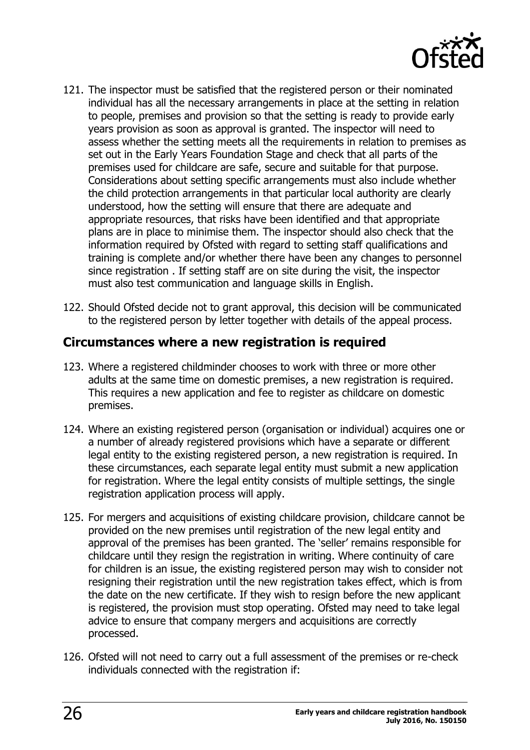121. The inspector must be satisfied that the registered person or their nominated individual has all the necessary arrangements in place at the setting in relation to people, premises and provision so that the setting is ready to provide early years provision as soon as approval is granted. The inspector will need to assess whether the setting meets all the requirements in relation to premises as set out in the Early Years Foundation Stage and check that all parts of the premises used for childcare are safe, secure and suitable for that purpose. Considerations about setting specific arrangements must also include whether the child protection arrangements in that particular local authority are clearly understood, how the setting will ensure that there are adequate and appropriate resources, that risks have been identified and that appropriate plans are in place to minimise them. The inspector should also check that the information required by Ofsted with regard to setting staff qualifications and training is complete and/or whether there have been any changes to personnel since registration . If setting staff are on site during the visit, the inspector must also test communication and language skills in English.

122. Should Ofsted decide not to grant approval, this decision will be communicated to the registered person by letter together with details of the appeal process.

## Circumstances where a new registration is required

123. Where a registered childminder chooses to work with three or more other adults at the same time on domestic premises, a new registration is required. This requires a new application and fee to register as childcare on domestic premises.

124. Where an existing registered person (organisation or individual) acquires one or a number of already registered provisions which have a separate or different legal entity to the existing registered person, a new registration is required. In these circumstances, each separate legal entity must submit a new application for registration. Where the legal entity consists of multiple settings, the single registration application process will apply.

125. For mergers and acquisitions of existing childcare provision, childcare cannot be provided on the new premises until registration of the new legal entity and approval of the premises has been granted. The 'seller' remains responsible for childcare until they resign the registration in writing. Where continuity of care for children is an issue, the existing registered person may wish to consider not resigning their registration until the new registration takes effect, which is from the date on the new certificate. If they wish to resign before the new applicant is registered, the provision must stop operating. Ofsted may need to take legal advice to ensure that company mergers and acquisitions are correctly processed.

126. Ofsted will not need to carry out a full assessment of the premises or re-check individuals connected with the registration if: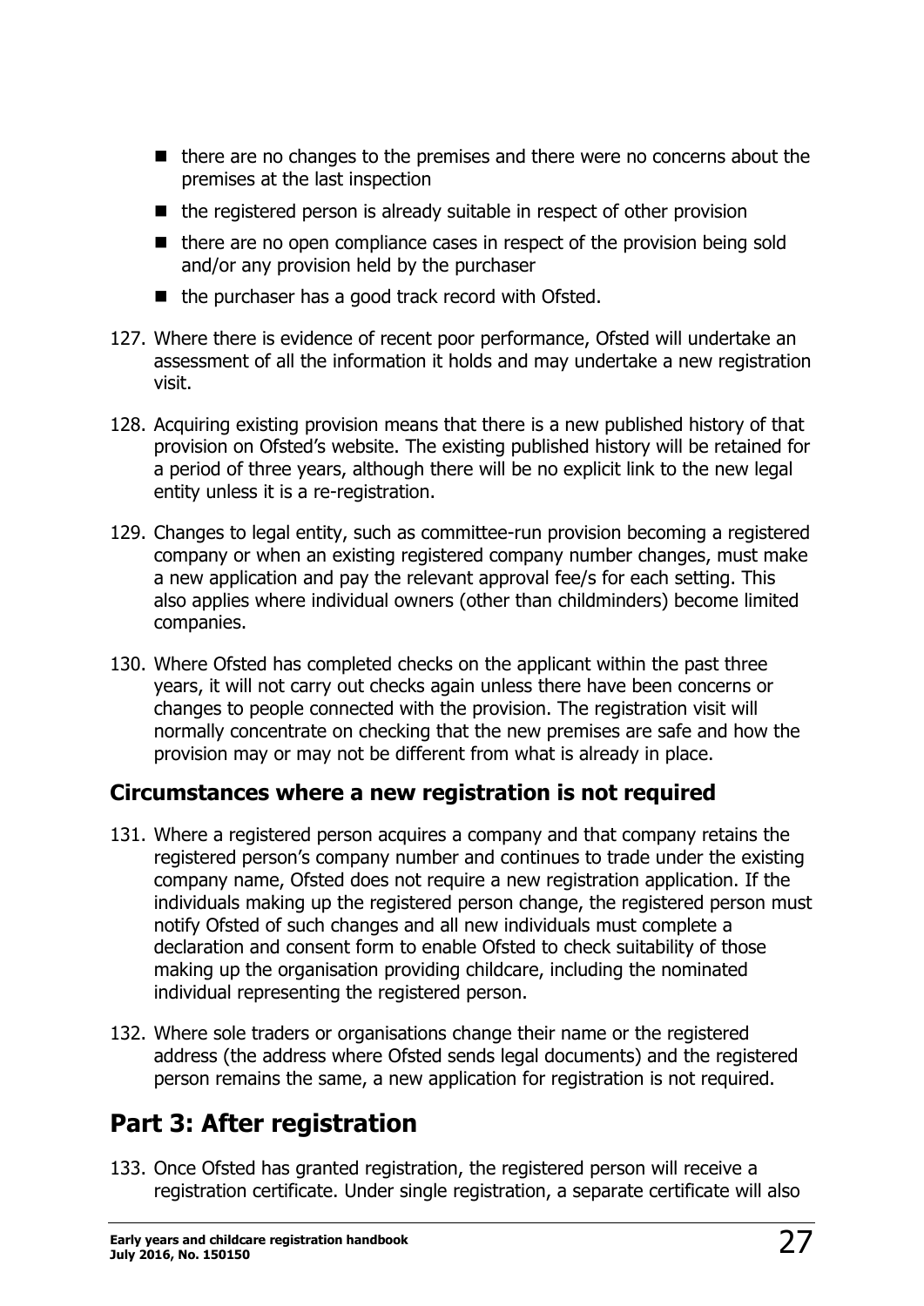- there are no changes to the premises and there were no concerns about the premises at the last inspection
- the registered person is already suitable in respect of other provision
- there are no open compliance cases in respect of the provision being sold and/or any provision held by the purchaser
- the purchaser has a good track record with Ofsted.

127. Where there is evidence of recent poor performance, Ofsted will undertake an assessment of all the information it holds and may undertake a new registration visit.

128. Acquiring existing provision means that there is a new published history of that provision on Ofsted's website. The existing published history will be retained for a period of three years, although there will be no explicit link to the new legal entity unless it is a re-registration.

129. Changes to legal entity, such as committee-run provision becoming a registered company or when an existing registered company number changes, must make a new application and pay the relevant approval fee/s for each setting. This also applies where individual owners (other than childminders) become limited companies.

130. Where Ofsted has completed checks on the applicant within the past three years, it will not carry out checks again unless there have been concerns or changes to people connected with the provision. The registration visit will normally concentrate on checking that the new premises are safe and how the provision may or may not be different from what is already in place.

### Circumstances where a new registration is not required

131. Where a registered person acquires a company and that company retains the registered person's company number and continues to trade under the existing company name, Ofsted does not require a new registration application. If the individuals making up the registered person change, the registered person must notify Ofsted of such changes and all new individuals must complete a declaration and consent form to enable Ofsted to check suitability of those making up the organisation providing childcare, including the nominated individual representing the registered person.

132. Where sole traders or organisations change their name or the registered address (the address where Ofsted sends legal documents) and the registered person remains the same, a new application for registration is not required.

## Part 3: After registration

133. Once Ofsted has granted registration, the registered person will receive a registration certificate. Under single registration, a separate certificate will also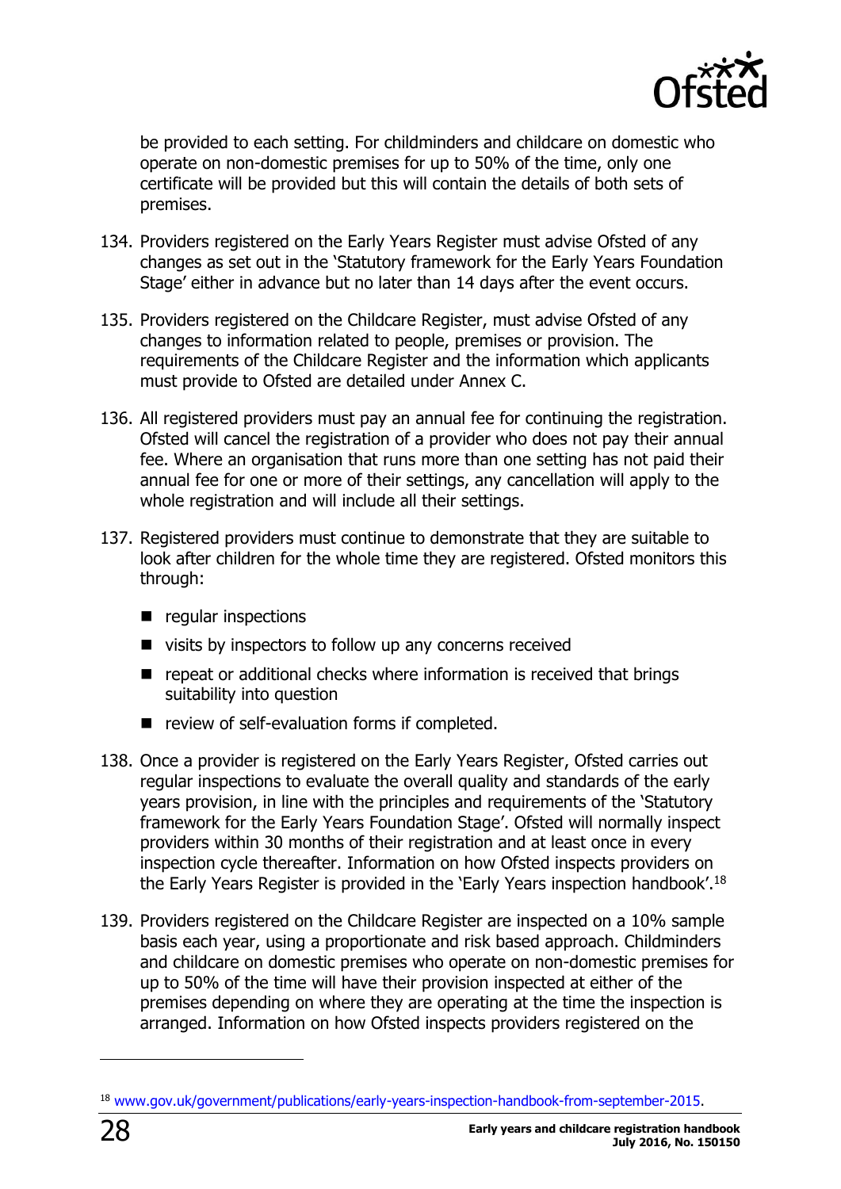be provided to each setting. For childminders and childcare on domestic who operate on non-domestic premises for up to 50% of the time, only one certificate will be provided but this will contain the details of both sets of premises.

134. Providers registered on the Early Years Register must advise Ofsted of any changes as set out in the 'Statutory framework for the Early Years Foundation Stage' either in advance but no later than 14 days after the event occurs.

135. Providers registered on the Childcare Register, must advise Ofsted of any changes to information related to people, premises or provision. The requirements of the Childcare Register and the information which applicants must provide to Ofsted are detailed under Annex C.

136. All registered providers must pay an annual fee for continuing the registration. Ofsted will cancel the registration of a provider who does not pay their annual fee. Where an organisation that runs more than one setting has not paid their annual fee for one or more of their settings, any cancellation will apply to the whole registration and will include all their settings.

137. Registered providers must continue to demonstrate that they are suitable to look after children for the whole time they are registered. Ofsted monitors this through:

- regular inspections
- visits by inspectors to follow up any concerns received
- repeat or additional checks where information is received that brings suitability into question
- review of self-evaluation forms if completed.

138. Once a provider is registered on the Early Years Register, Ofsted carries out regular inspections to evaluate the overall quality and standards of the early years provision, in line with the principles and requirements of the 'Statutory framework for the Early Years Foundation Stage'. Ofsted will normally inspect providers within 30 months of their registration and at least once in every inspection cycle thereafter. Information on how Ofsted inspects providers on the Early Years Register is provided in the 'Early Years inspection handbook'.[18]

139. Providers registered on the Childcare Register are inspected on a 10% sample basis each year, using a proportionate and risk based approach. Childminders and childcare on domestic premises who operate on non-domestic premises for up to 50% of the time will have their provision inspected at either of the premises depending on where they are operating at the time the inspection is arranged. Information on how Ofsted inspects providers registered on the

[18] www.gov.uk/government/publications/early-years-inspection-handbook-from-september-2015.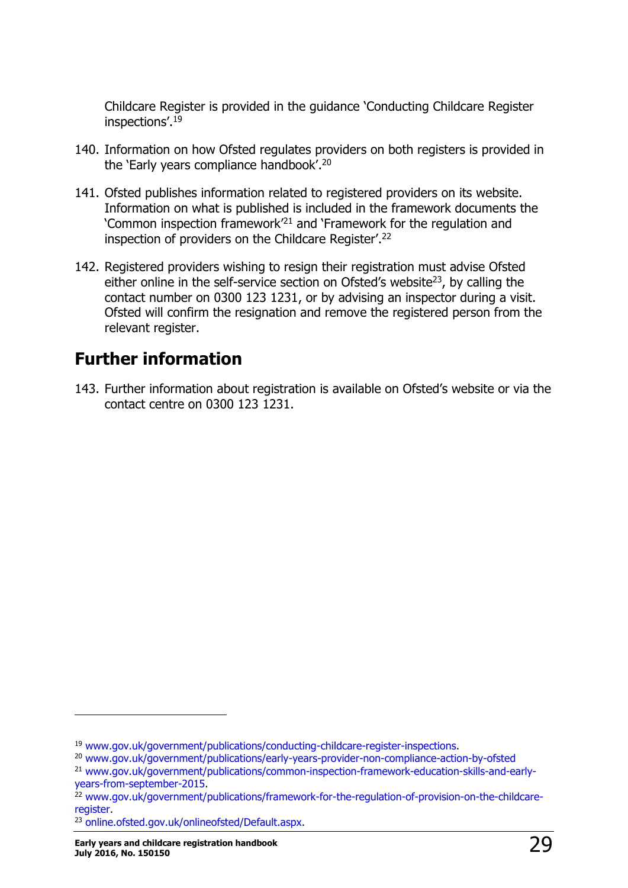Childcare Register is provided in the guidance 'Conducting Childcare Register inspections'.[19]

140. Information on how Ofsted regulates providers on both registers is provided in the 'Early years compliance handbook'.[20]

141. Ofsted publishes information related to registered providers on its website. Information on what is published is included in the framework documents the 'Common inspection framework'[21] and 'Framework for the regulation and inspection of providers on the Childcare Register'.[22]

142. Registered providers wishing to resign their registration must advise Ofsted either online in the self-service section on Ofsted's website[23], by calling the contact number on 0300 123 1231, or by advising an inspector during a visit. Ofsted will confirm the resignation and remove the registered person from the relevant register.

## Further information

143. Further information about registration is available on Ofsted's website or via the contact centre on 0300 123 1231.

---

[19] www.gov.uk/government/publications/conducting-childcare-register-inspections.

[20] www.gov.uk/government/publications/early-years-provider-non-compliance-action-by-ofsted

[21] www.gov.uk/government/publications/common-inspection-framework-education-skills-and-early-years-from-september-2015.

[22] www.gov.uk/government/publications/framework-for-the-regulation-of-provision-on-the-childcare-register.

[23] online.ofsted.gov.uk/onlineofsted/Default.aspx.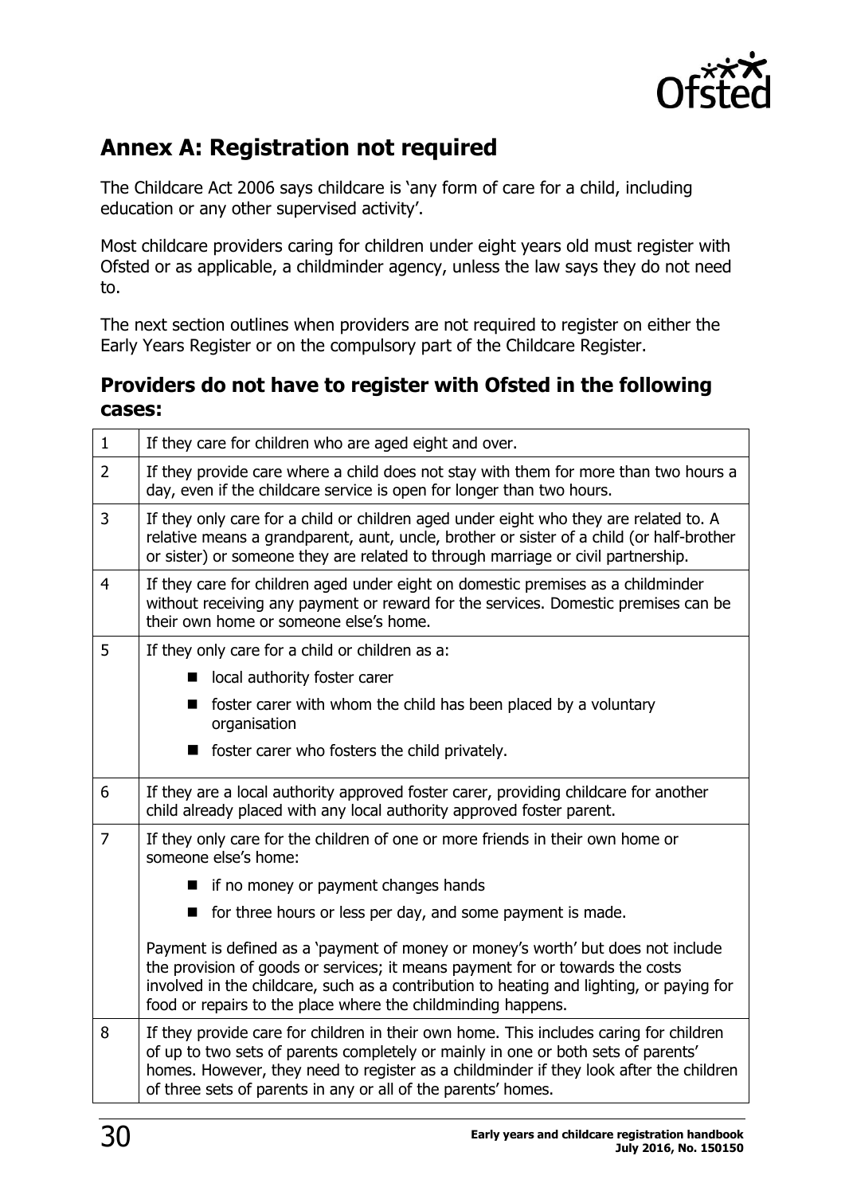## Annex A: Registration not required

The Childcare Act 2006 says childcare is 'any form of care for a child, including education or any other supervised activity'.

Most childcare providers caring for children under eight years old must register with Ofsted or as applicable, a childminder agency, unless the law says they do not need to.

The next section outlines when providers are not required to register on either the Early Years Register or on the compulsory part of the Childcare Register.

### Providers do not have to register with Ofsted in the following cases:

| | |
|---|---|
| 1 | If they care for children who are aged eight and over. |
| 2 | If they provide care where a child does not stay with them for more than two hours a day, even if the childcare service is open for longer than two hours. |
| 3 | If they only care for a child or children aged under eight who they are related to. A relative means a grandparent, aunt, uncle, brother or sister of a child (or half-brother or sister) or someone they are related to through marriage or civil partnership. |
| 4 | If they care for children aged under eight on domestic premises as a childminder without receiving any payment or reward for the services. Domestic premises can be their own home or someone else's home. |
| 5 | If they only care for a child or children as a:<br>■ local authority foster carer<br>■ foster carer with whom the child has been placed by a voluntary organisation<br>■ foster carer who fosters the child privately. |
| 6 | If they are a local authority approved foster carer, providing childcare for another child already placed with any local authority approved foster parent. |
| 7 | If they only care for the children of one or more friends in their own home or someone else's home:<br>■ if no money or payment changes hands<br>■ for three hours or less per day, and some payment is made.<br><br>Payment is defined as a 'payment of money or money's worth' but does not include the provision of goods or services; it means payment for or towards the costs involved in the childcare, such as a contribution to heating and lighting, or paying for food or repairs to the place where the childminding happens. |
| 8 | If they provide care for children in their own home. This includes caring for children of up to two sets of parents completely or mainly in one or both sets of parents' homes. However, they need to register as a childminder if they look after the children of three sets of parents in any or all of the parents' homes. |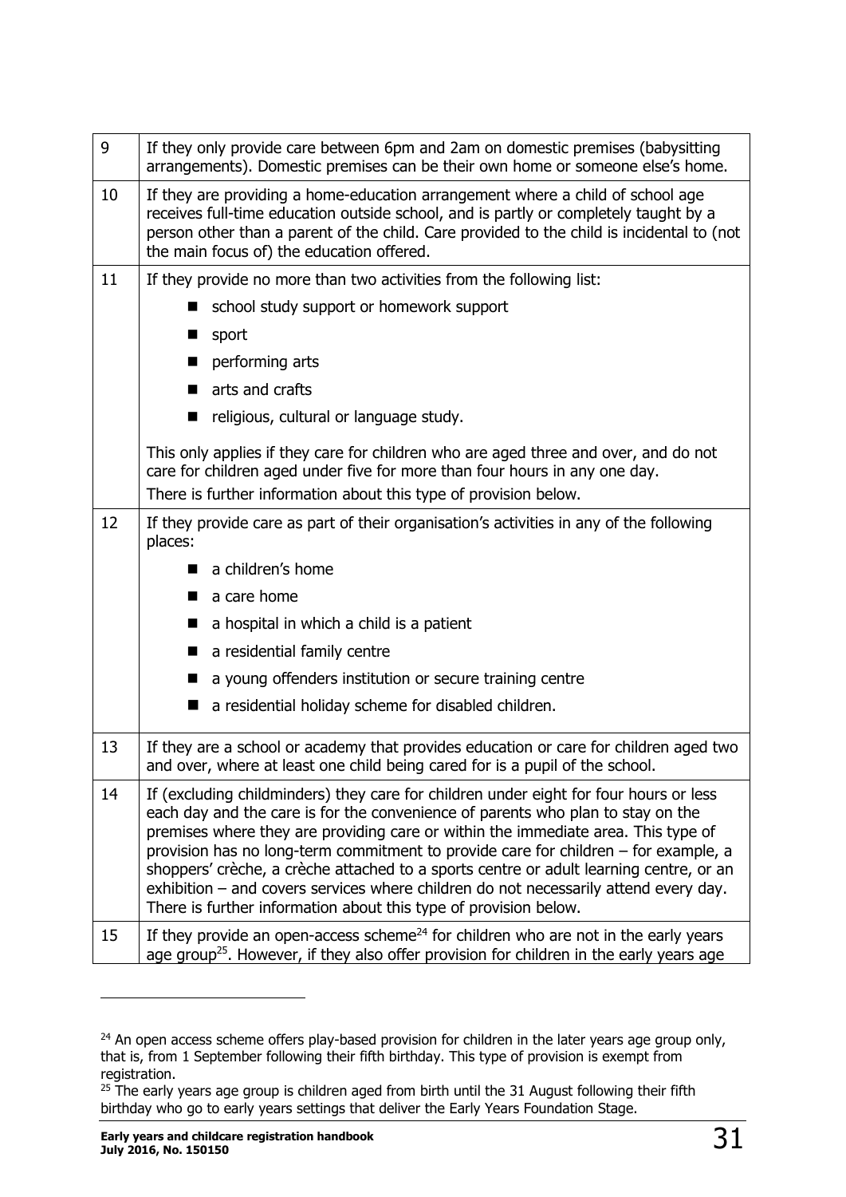| | |
|---|---|
| 9 | If they only provide care between 6pm and 2am on domestic premises (babysitting arrangements). Domestic premises can be their own home or someone else's home. |
| 10 | If they are providing a home-education arrangement where a child of school age receives full-time education outside school, and is partly or completely taught by a person other than a parent of the child. Care provided to the child is incidental to (not the main focus of) the education offered. |
| 11 | If they provide no more than two activities from the following list:<br>■ school study support or homework support<br>■ sport<br>■ performing arts<br>■ arts and crafts<br>■ religious, cultural or language study.<br><br>This only applies if they care for children who are aged three and over, and do not care for children aged under five for more than four hours in any one day.<br>There is further information about this type of provision below. |
| 12 | If they provide care as part of their organisation's activities in any of the following places:<br>■ a children's home<br>■ a care home<br>■ a hospital in which a child is a patient<br>■ a residential family centre<br>■ a young offenders institution or secure training centre<br>■ a residential holiday scheme for disabled children. |
| 13 | If they are a school or academy that provides education or care for children aged two and over, where at least one child being cared for is a pupil of the school. |
| 14 | If (excluding childminders) they care for children under eight for four hours or less each day and the care is for the convenience of parents who plan to stay on the premises where they are providing care or within the immediate area. This type of provision has no long-term commitment to provide care for children – for example, a shoppers' crèche, a crèche attached to a sports centre or adult learning centre, or an exhibition – and covers services where children do not necessarily attend every day. There is further information about this type of provision below. |
| 15 | If they provide an open-access scheme[24] for children who are not in the early years age group[25]. However, if they also offer provision for children in the early years age |

[24] An open access scheme offers play-based provision for children in the later years age group only, that is, from 1 September following their fifth birthday. This type of provision is exempt from registration.

[25] The early years age group is children aged from birth until the 31 August following their fifth birthday who go to early years settings that deliver the Early Years Foundation Stage.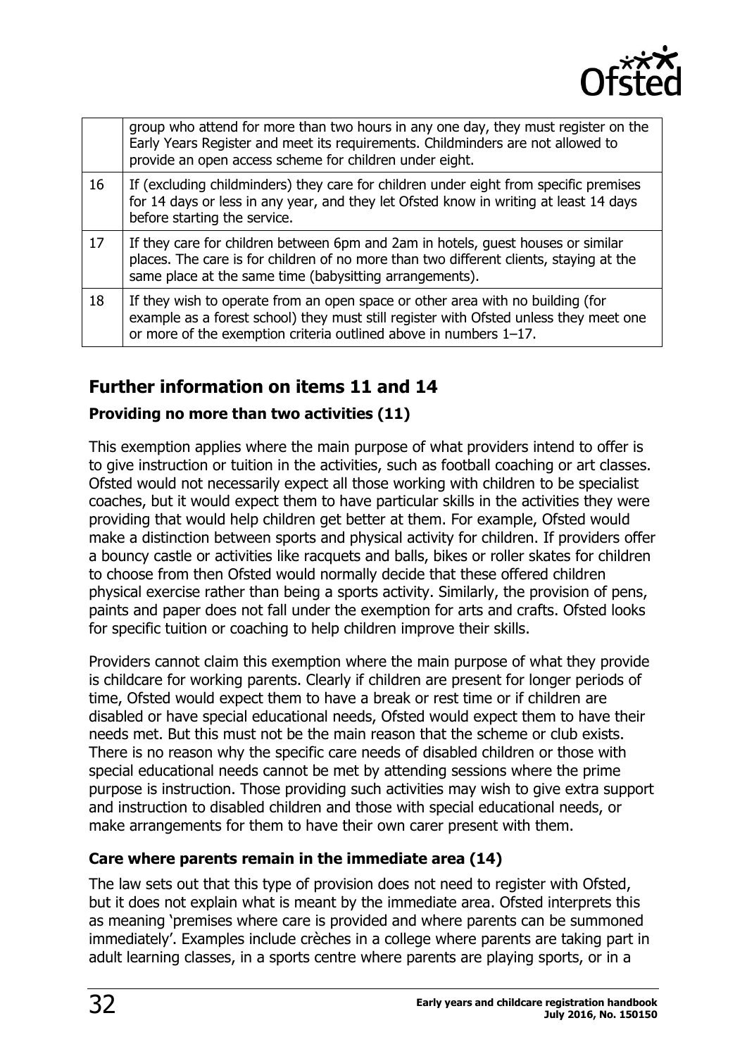| | |
|---|---|
| | group who attend for more than two hours in any one day, they must register on the Early Years Register and meet its requirements. Childminders are not allowed to provide an open access scheme for children under eight. |
| 16 | If (excluding childminders) they care for children under eight from specific premises for 14 days or less in any year, and they let Ofsted know in writing at least 14 days before starting the service. |
| 17 | If they care for children between 6pm and 2am in hotels, guest houses or similar places. The care is for children of no more than two different clients, staying at the same place at the same time (babysitting arrangements). |
| 18 | If they wish to operate from an open space or other area with no building (for example as a forest school) they must still register with Ofsted unless they meet one or more of the exemption criteria outlined above in numbers 1–17. |

## Further information on items 11 and 14

### Providing no more than two activities (11)

This exemption applies where the main purpose of what providers intend to offer is to give instruction or tuition in the activities, such as football coaching or art classes. Ofsted would not necessarily expect all those working with children to be specialist coaches, but it would expect them to have particular skills in the activities they were providing that would help children get better at them. For example, Ofsted would make a distinction between sports and physical activity for children. If providers offer a bouncy castle or activities like racquets and balls, bikes or roller skates for children to choose from then Ofsted would normally decide that these offered children physical exercise rather than being a sports activity. Similarly, the provision of pens, paints and paper does not fall under the exemption for arts and crafts. Ofsted looks for specific tuition or coaching to help children improve their skills.

Providers cannot claim this exemption where the main purpose of what they provide is childcare for working parents. Clearly if children are present for longer periods of time, Ofsted would expect them to have a break or rest time or if children are disabled or have special educational needs, Ofsted would expect them to have their needs met. But this must not be the main reason that the scheme or club exists. There is no reason why the specific care needs of disabled children or those with special educational needs cannot be met by attending sessions where the prime purpose is instruction. Those providing such activities may wish to give extra support and instruction to disabled children and those with special educational needs, or make arrangements for them to have their own carer present with them.

### Care where parents remain in the immediate area (14)

The law sets out that this type of provision does not need to register with Ofsted, but it does not explain what is meant by the immediate area. Ofsted interprets this as meaning 'premises where care is provided and where parents can be summoned immediately'. Examples include crèches in a college where parents are taking part in adult learning classes, in a sports centre where parents are playing sports, or in a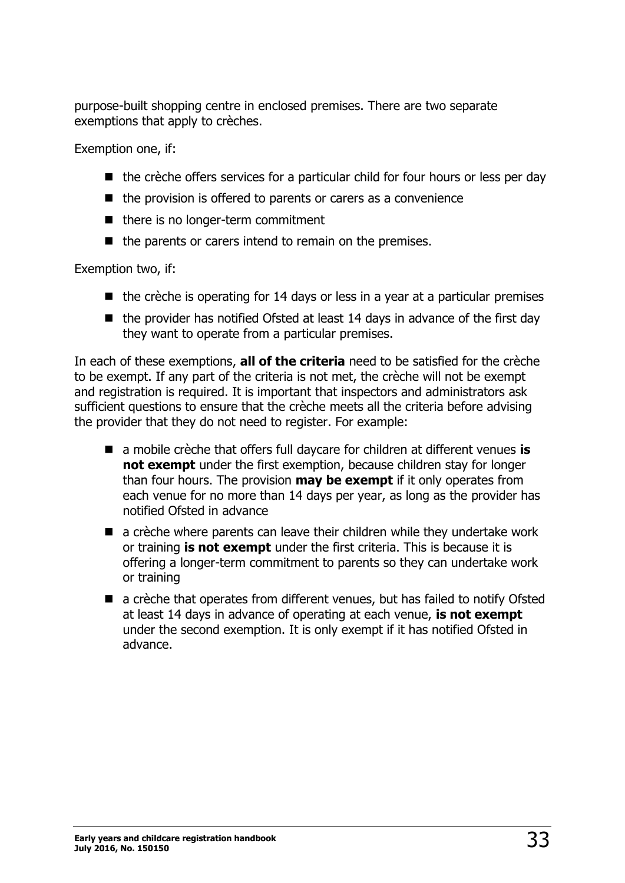purpose-built shopping centre in enclosed premises. There are two separate exemptions that apply to crèches.

Exemption one, if:

- the crèche offers services for a particular child for four hours or less per day
- the provision is offered to parents or carers as a convenience
- there is no longer-term commitment
- the parents or carers intend to remain on the premises.

Exemption two, if:

- the crèche is operating for 14 days or less in a year at a particular premises
- the provider has notified Ofsted at least 14 days in advance of the first day they want to operate from a particular premises.

In each of these exemptions, **all of the criteria** need to be satisfied for the crèche to be exempt. If any part of the criteria is not met, the crèche will not be exempt and registration is required. It is important that inspectors and administrators ask sufficient questions to ensure that the crèche meets all the criteria before advising the provider that they do not need to register. For example:

- a mobile crèche that offers full daycare for children at different venues **is not exempt** under the first exemption, because children stay for longer than four hours. The provision **may be exempt** if it only operates from each venue for no more than 14 days per year, as long as the provider has notified Ofsted in advance
- a crèche where parents can leave their children while they undertake work or training **is not exempt** under the first criteria. This is because it is offering a longer-term commitment to parents so they can undertake work or training
- a crèche that operates from different venues, but has failed to notify Ofsted at least 14 days in advance of operating at each venue, **is not exempt** under the second exemption. It is only exempt if it has notified Ofsted in advance.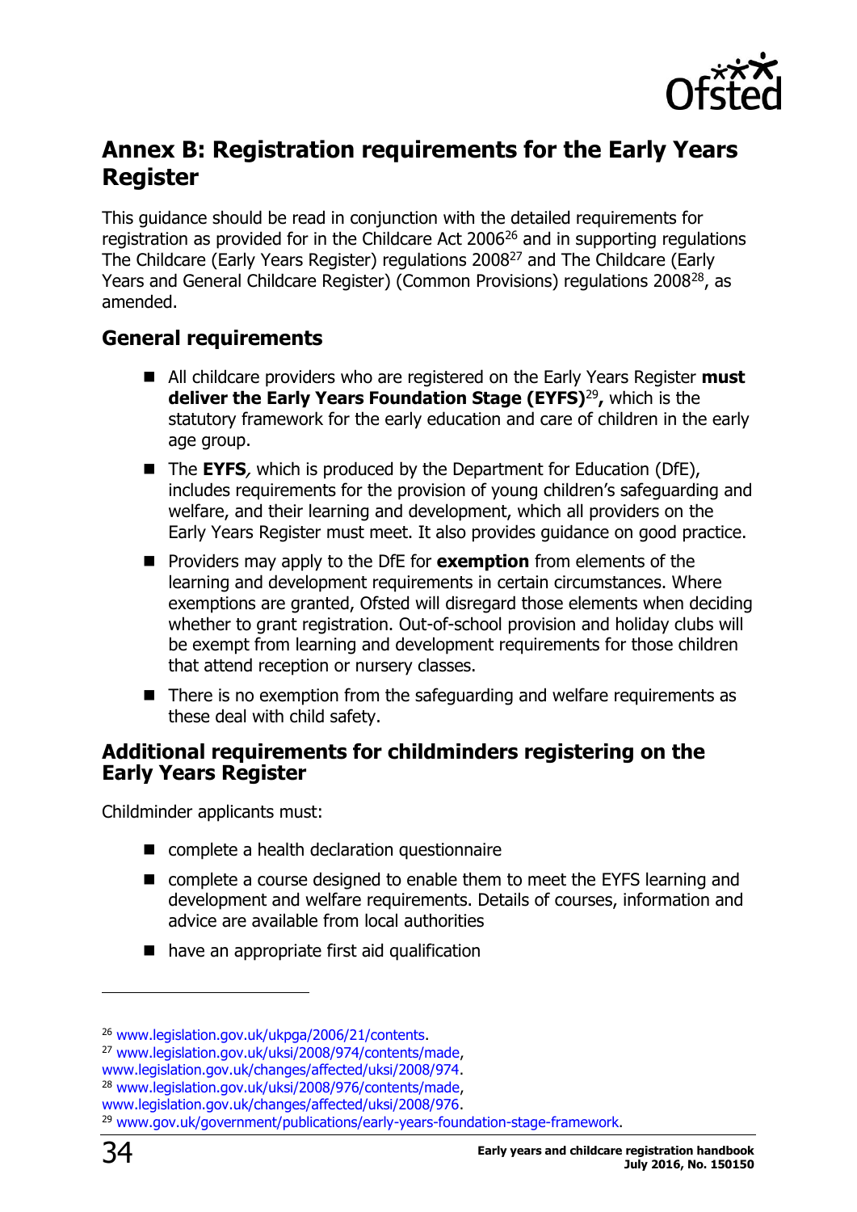## Annex B: Registration requirements for the Early Years Register

This guidance should be read in conjunction with the detailed requirements for registration as provided for in the Childcare Act 2006[26] and in supporting regulations The Childcare (Early Years Register) regulations 2008[27] and The Childcare (Early Years and General Childcare Register) (Common Provisions) regulations 2008[28], as amended.

### General requirements

- All childcare providers who are registered on the Early Years Register **must deliver the Early Years Foundation Stage (EYFS)**[29]**,** which is the statutory framework for the early education and care of children in the early age group.
- The **EYFS***,* which is produced by the Department for Education (DfE), includes requirements for the provision of young children's safeguarding and welfare, and their learning and development, which all providers on the Early Years Register must meet. It also provides guidance on good practice.
- Providers may apply to the DfE for **exemption** from elements of the learning and development requirements in certain circumstances. Where exemptions are granted, Ofsted will disregard those elements when deciding whether to grant registration. Out-of-school provision and holiday clubs will be exempt from learning and development requirements for those children that attend reception or nursery classes.
- There is no exemption from the safeguarding and welfare requirements as these deal with child safety.

### Additional requirements for childminders registering on the Early Years Register

Childminder applicants must:

- complete a health declaration questionnaire
- complete a course designed to enable them to meet the EYFS learning and development and welfare requirements. Details of courses, information and advice are available from local authorities
- have an appropriate first aid qualification

---

[26] www.legislation.gov.uk/ukpga/2006/21/contents.

[27] www.legislation.gov.uk/uksi/2008/974/contents/made, www.legislation.gov.uk/changes/affected/uksi/2008/974.

[28] www.legislation.gov.uk/uksi/2008/976/contents/made, www.legislation.gov.uk/changes/affected/uksi/2008/976.

[29] www.gov.uk/government/publications/early-years-foundation-stage-framework.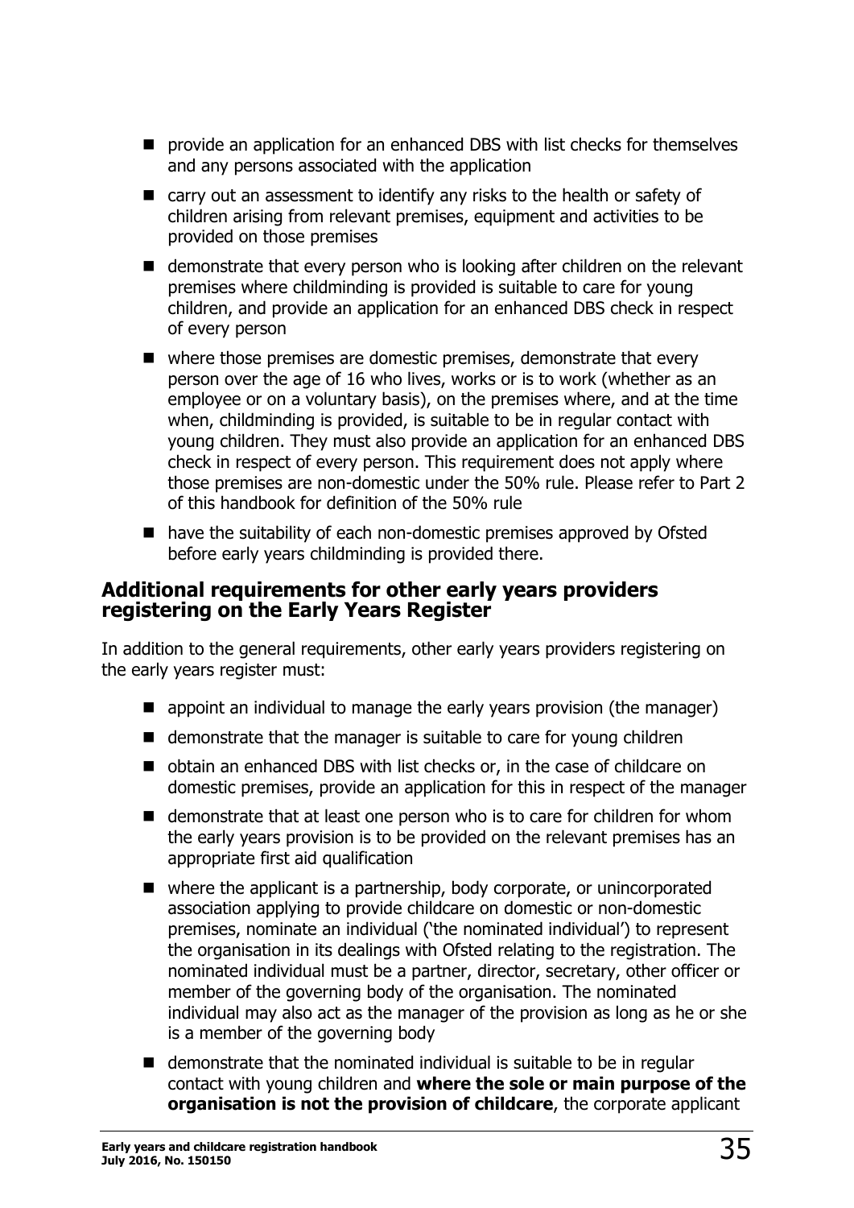- provide an application for an enhanced DBS with list checks for themselves and any persons associated with the application
- carry out an assessment to identify any risks to the health or safety of children arising from relevant premises, equipment and activities to be provided on those premises
- demonstrate that every person who is looking after children on the relevant premises where childminding is provided is suitable to care for young children, and provide an application for an enhanced DBS check in respect of every person
- where those premises are domestic premises, demonstrate that every person over the age of 16 who lives, works or is to work (whether as an employee or on a voluntary basis), on the premises where, and at the time when, childminding is provided, is suitable to be in regular contact with young children. They must also provide an application for an enhanced DBS check in respect of every person. This requirement does not apply where those premises are non-domestic under the 50% rule. Please refer to Part 2 of this handbook for definition of the 50% rule
- have the suitability of each non-domestic premises approved by Ofsted before early years childminding is provided there.

### Additional requirements for other early years providers registering on the Early Years Register

In addition to the general requirements, other early years providers registering on the early years register must:

- appoint an individual to manage the early years provision (the manager)
- demonstrate that the manager is suitable to care for young children
- obtain an enhanced DBS with list checks or, in the case of childcare on domestic premises, provide an application for this in respect of the manager
- demonstrate that at least one person who is to care for children for whom the early years provision is to be provided on the relevant premises has an appropriate first aid qualification
- where the applicant is a partnership, body corporate, or unincorporated association applying to provide childcare on domestic or non-domestic premises, nominate an individual ('the nominated individual') to represent the organisation in its dealings with Ofsted relating to the registration. The nominated individual must be a partner, director, secretary, other officer or member of the governing body of the organisation. The nominated individual may also act as the manager of the provision as long as he or she is a member of the governing body
- demonstrate that the nominated individual is suitable to be in regular contact with young children and **where the sole or main purpose of the organisation is not the provision of childcare**, the corporate applicant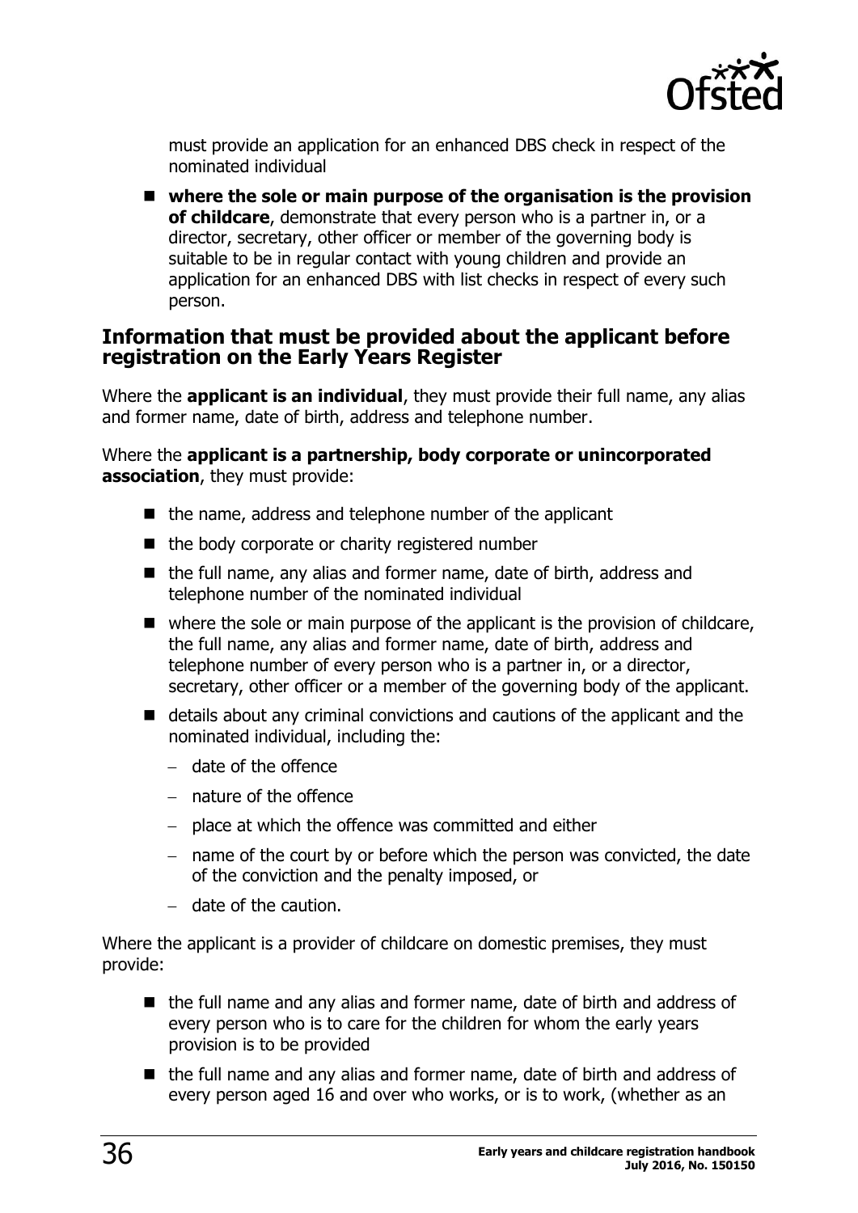must provide an application for an enhanced DBS check in respect of the nominated individual

- **where the sole or main purpose of the organisation is the provision of childcare**, demonstrate that every person who is a partner in, or a director, secretary, other officer or member of the governing body is suitable to be in regular contact with young children and provide an application for an enhanced DBS with list checks in respect of every such person.

## Information that must be provided about the applicant before registration on the Early Years Register

Where the **applicant is an individual**, they must provide their full name, any alias and former name, date of birth, address and telephone number.

Where the **applicant is a partnership, body corporate or unincorporated association**, they must provide:

- the name, address and telephone number of the applicant
- the body corporate or charity registered number
- the full name, any alias and former name, date of birth, address and telephone number of the nominated individual
- where the sole or main purpose of the applicant is the provision of childcare, the full name, any alias and former name, date of birth, address and telephone number of every person who is a partner in, or a director, secretary, other officer or a member of the governing body of the applicant.
- details about any criminal convictions and cautions of the applicant and the nominated individual, including the:
  - date of the offence
  - nature of the offence
  - place at which the offence was committed and either
  - name of the court by or before which the person was convicted, the date of the conviction and the penalty imposed, or
  - date of the caution.

Where the applicant is a provider of childcare on domestic premises, they must provide:

- the full name and any alias and former name, date of birth and address of every person who is to care for the children for whom the early years provision is to be provided
- the full name and any alias and former name, date of birth and address of every person aged 16 and over who works, or is to work, (whether as an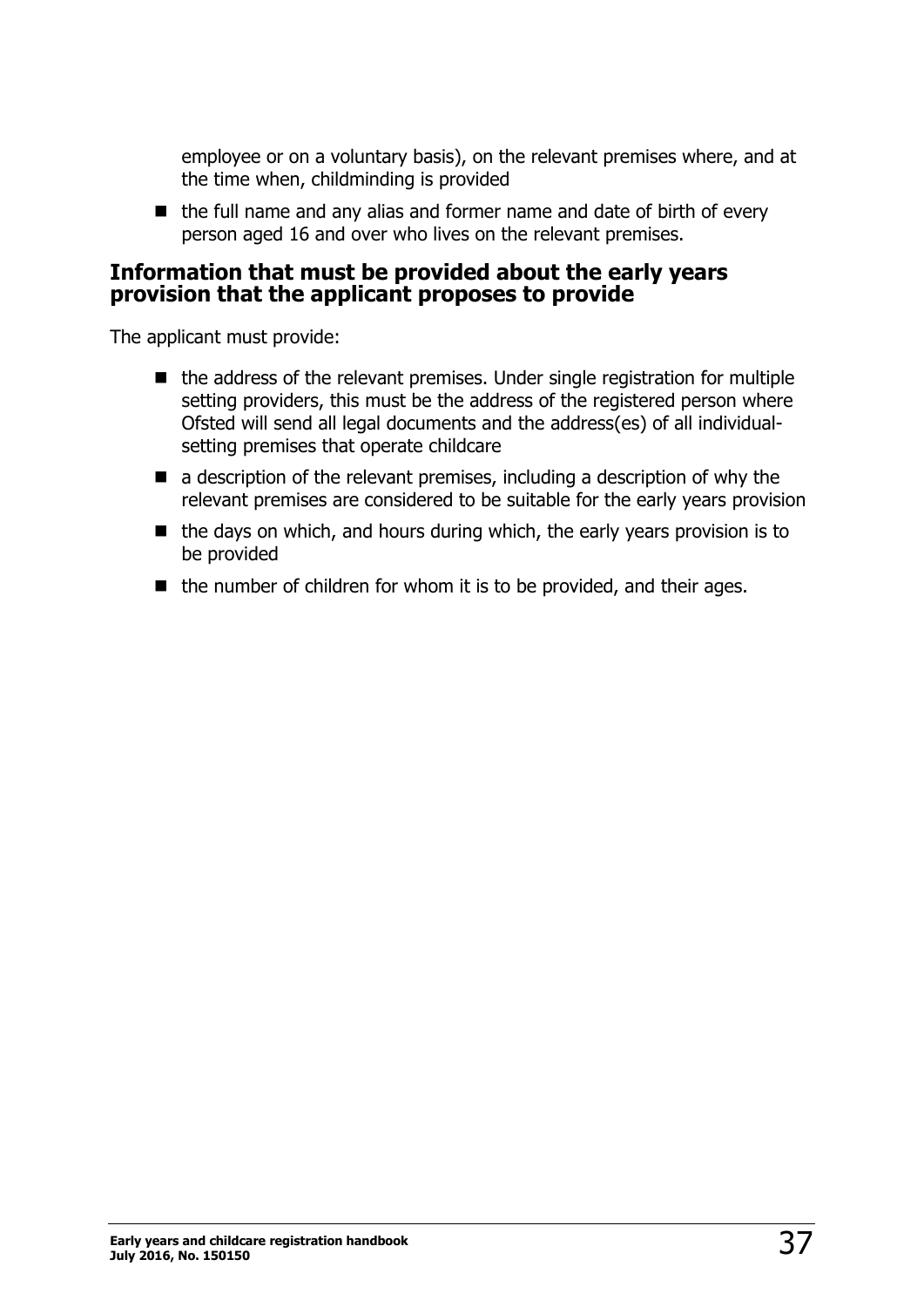employee or on a voluntary basis), on the relevant premises where, and at the time when, childminding is provided

- the full name and any alias and former name and date of birth of every person aged 16 and over who lives on the relevant premises.

### Information that must be provided about the early years provision that the applicant proposes to provide

The applicant must provide:

- the address of the relevant premises. Under single registration for multiple setting providers, this must be the address of the registered person where Ofsted will send all legal documents and the address(es) of all individual-setting premises that operate childcare
- a description of the relevant premises, including a description of why the relevant premises are considered to be suitable for the early years provision
- the days on which, and hours during which, the early years provision is to be provided
- the number of children for whom it is to be provided, and their ages.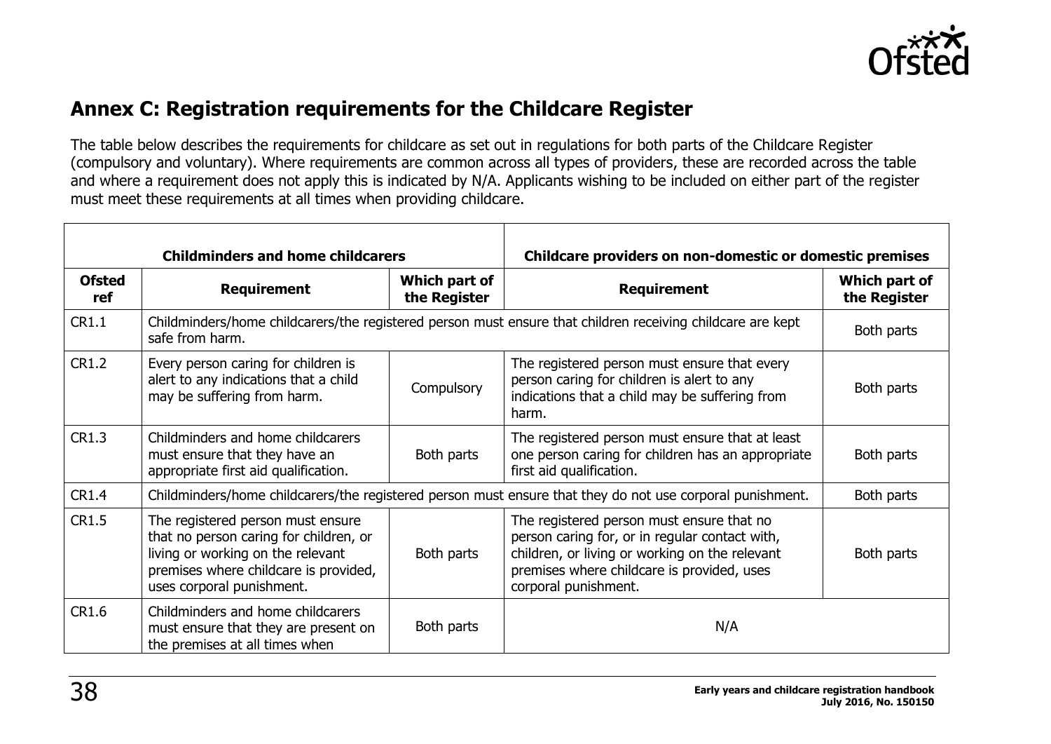## Annex C: Registration requirements for the Childcare Register

The table below describes the requirements for childcare as set out in regulations for both parts of the Childcare Register (compulsory and voluntary). Where requirements are common across all types of providers, these are recorded across the table and where a requirement does not apply this is indicated by N/A. Applicants wishing to be included on either part of the register must meet these requirements at all times when providing childcare.

| | **Childminders and home childcarers** | | **Childcare providers on non-domestic or domestic premises** | |
|---|---|---|---|---|
| **Ofsted ref** | **Requirement** | **Which part of the Register** | **Requirement** | **Which part of the Register** |
| CR1.1 | Childminders/home childcarers/the registered person must ensure that children receiving childcare are kept safe from harm. | | | Both parts |
| CR1.2 | Every person caring for children is alert to any indications that a child may be suffering from harm. | Compulsory | The registered person must ensure that every person caring for children is alert to any indications that a child may be suffering from harm. | Both parts |
| CR1.3 | Childminders and home childcarers must ensure that they have an appropriate first aid qualification. | Both parts | The registered person must ensure that at least one person caring for children has an appropriate first aid qualification. | Both parts |
| CR1.4 | Childminders/home childcarers/the registered person must ensure that they do not use corporal punishment. | | | Both parts |
| CR1.5 | The registered person must ensure that no person caring for children, or living or working on the relevant premises where childcare is provided, uses corporal punishment. | Both parts | The registered person must ensure that no person caring for, or in regular contact with, children, or living or working on the relevant premises where childcare is provided, uses corporal punishment. | Both parts |
| CR1.6 | Childminders and home childcarers must ensure that they are present on the premises at all times when | Both parts | N/A | |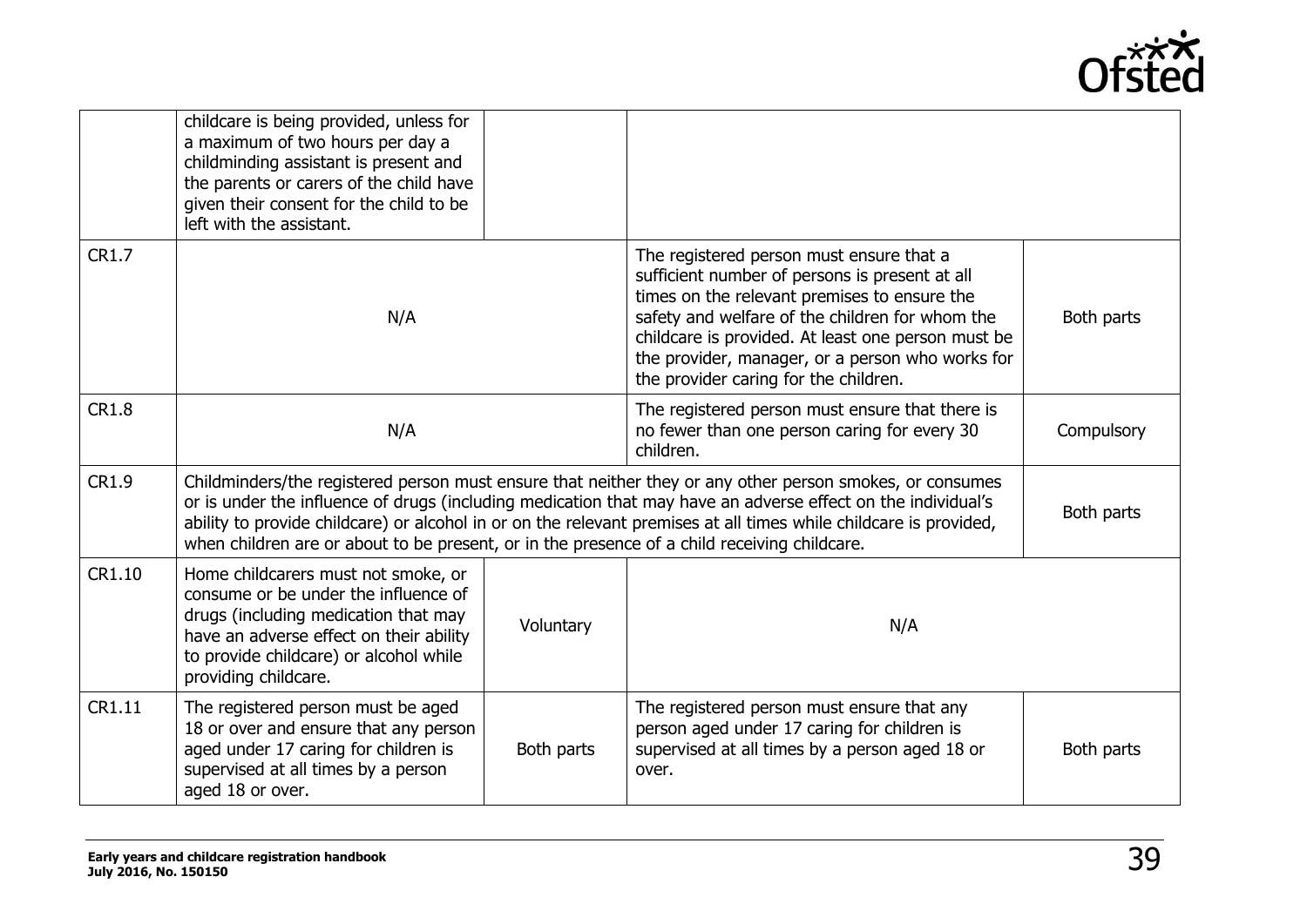| | | | | |
|---|---|---|---|---|
| | childcare is being provided, unless for a maximum of two hours per day a childminding assistant is present and the parents or carers of the child have given their consent for the child to be left with the assistant. | | | |
| CR1.7 | N/A | | The registered person must ensure that a sufficient number of persons is present at all times on the relevant premises to ensure the safety and welfare of the children for whom the childcare is provided. At least one person must be the provider, manager, or a person who works for the provider caring for the children. | Both parts |
| CR1.8 | N/A | | The registered person must ensure that there is no fewer than one person caring for every 30 children. | Compulsory |
| CR1.9 | Childminders/the registered person must ensure that neither they or any other person smokes, or consumes or is under the influence of drugs (including medication that may have an adverse effect on the individual's ability to provide childcare) or alcohol in or on the relevant premises at all times while childcare is provided, when children are or about to be present, or in the presence of a child receiving childcare. | | | Both parts |
| CR1.10 | Home childcarers must not smoke, or consume or be under the influence of drugs (including medication that may have an adverse effect on their ability to provide childcare) or alcohol while providing childcare. | Voluntary | N/A | |
| CR1.11 | The registered person must be aged 18 or over and ensure that any person aged under 17 caring for children is supervised at all times by a person aged 18 or over. | Both parts | The registered person must ensure that any person aged under 17 caring for children is supervised at all times by a person aged 18 or over. | Both parts |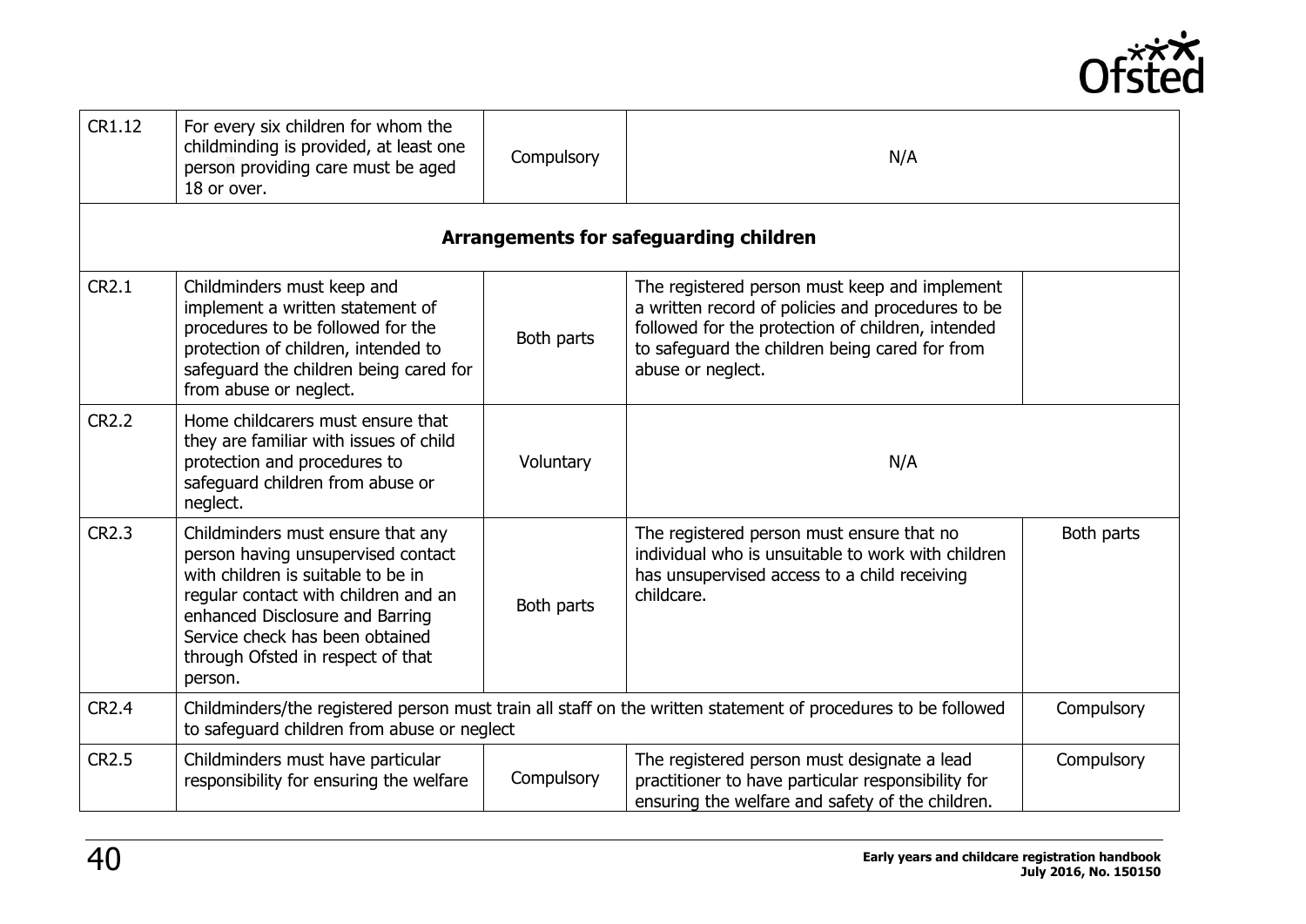| | | | | |
|---|---|---|---|---|
| CR1.12 | For every six children for whom the childminding is provided, at least one person providing care must be aged 18 or over. | Compulsory | N/A | |
| **Arrangements for safeguarding children** | | | | |
| CR2.1 | Childminders must keep and implement a written statement of procedures to be followed for the protection of children, intended to safeguard the children being cared for from abuse or neglect. | Both parts | The registered person must keep and implement a written record of policies and procedures to be followed for the protection of children, intended to safeguard the children being cared for from abuse or neglect. | |
| CR2.2 | Home childcarers must ensure that they are familiar with issues of child protection and procedures to safeguard children from abuse or neglect. | Voluntary | N/A | |
| CR2.3 | Childminders must ensure that any person having unsupervised contact with children is suitable to be in regular contact with children and an enhanced Disclosure and Barring Service check has been obtained through Ofsted in respect of that person. | Both parts | The registered person must ensure that no individual who is unsuitable to work with children has unsupervised access to a child receiving childcare. | Both parts |
| CR2.4 | Childminders/the registered person must train all staff on the written statement of procedures to be followed to safeguard children from abuse or neglect | | | Compulsory |
| CR2.5 | Childminders must have particular responsibility for ensuring the welfare | Compulsory | The registered person must designate a lead practitioner to have particular responsibility for ensuring the welfare and safety of the children. | Compulsory |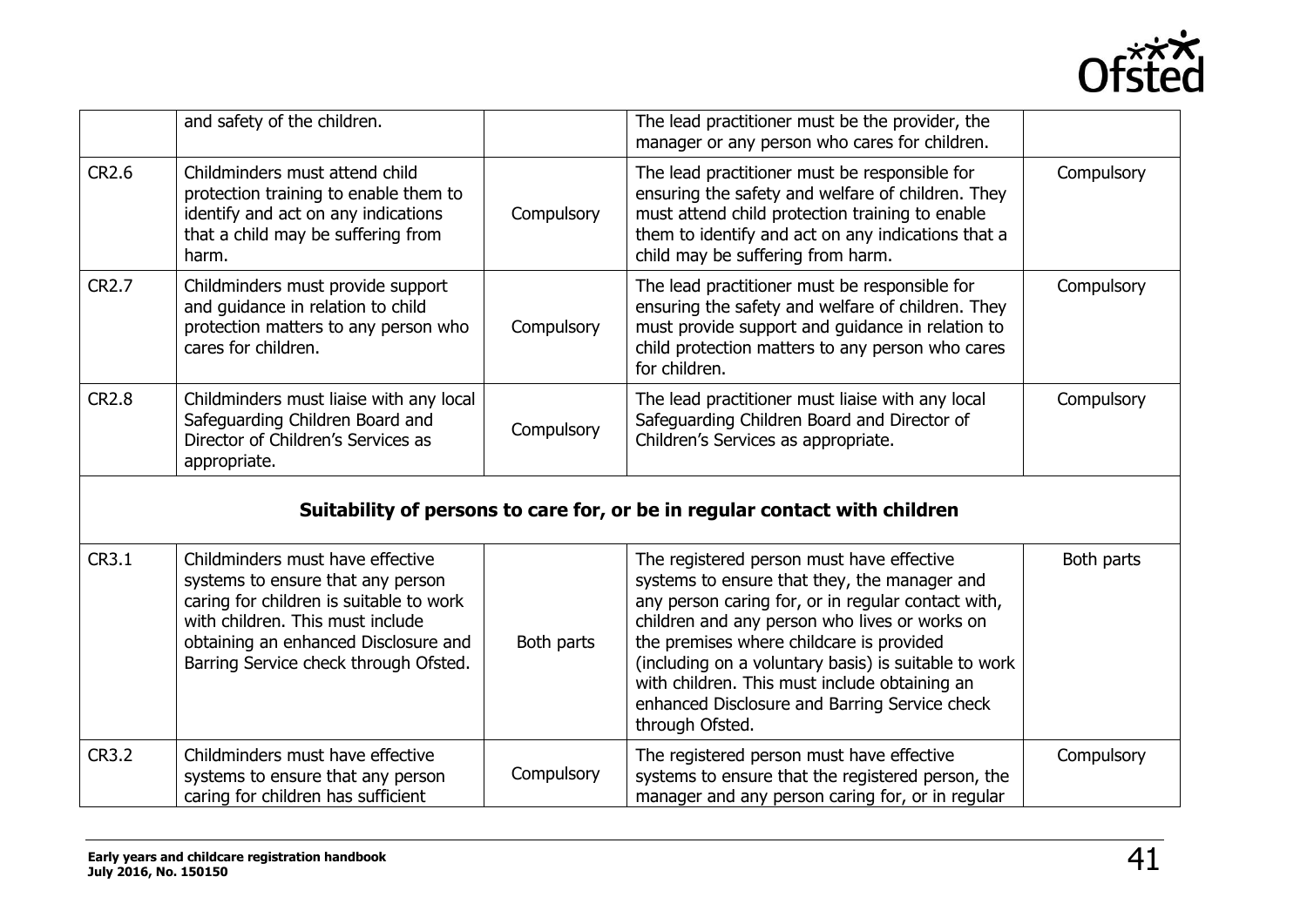| | | | | |
|---|---|---|---|---|
| | and safety of the children. | | The lead practitioner must be the provider, the manager or any person who cares for children. | |
| CR2.6 | Childminders must attend child protection training to enable them to identify and act on any indications that a child may be suffering from harm. | Compulsory | The lead practitioner must be responsible for ensuring the safety and welfare of children. They must attend child protection training to enable them to identify and act on any indications that a child may be suffering from harm. | Compulsory |
| CR2.7 | Childminders must provide support and guidance in relation to child protection matters to any person who cares for children. | Compulsory | The lead practitioner must be responsible for ensuring the safety and welfare of children. They must provide support and guidance in relation to child protection matters to any person who cares for children. | Compulsory |
| CR2.8 | Childminders must liaise with any local Safeguarding Children Board and Director of Children's Services as appropriate. | Compulsory | The lead practitioner must liaise with any local Safeguarding Children Board and Director of Children's Services as appropriate. | Compulsory |
| | **Suitability of persons to care for, or be in regular contact with children** | | | |
| CR3.1 | Childminders must have effective systems to ensure that any person caring for children is suitable to work with children. This must include obtaining an enhanced Disclosure and Barring Service check through Ofsted. | Both parts | The registered person must have effective systems to ensure that they, the manager and any person caring for, or in regular contact with, children and any person who lives or works on the premises where childcare is provided (including on a voluntary basis) is suitable to work with children. This must include obtaining an enhanced Disclosure and Barring Service check through Ofsted. | Both parts |
| CR3.2 | Childminders must have effective systems to ensure that any person caring for children has sufficient | Compulsory | The registered person must have effective systems to ensure that the registered person, the manager and any person caring for, or in regular | Compulsory |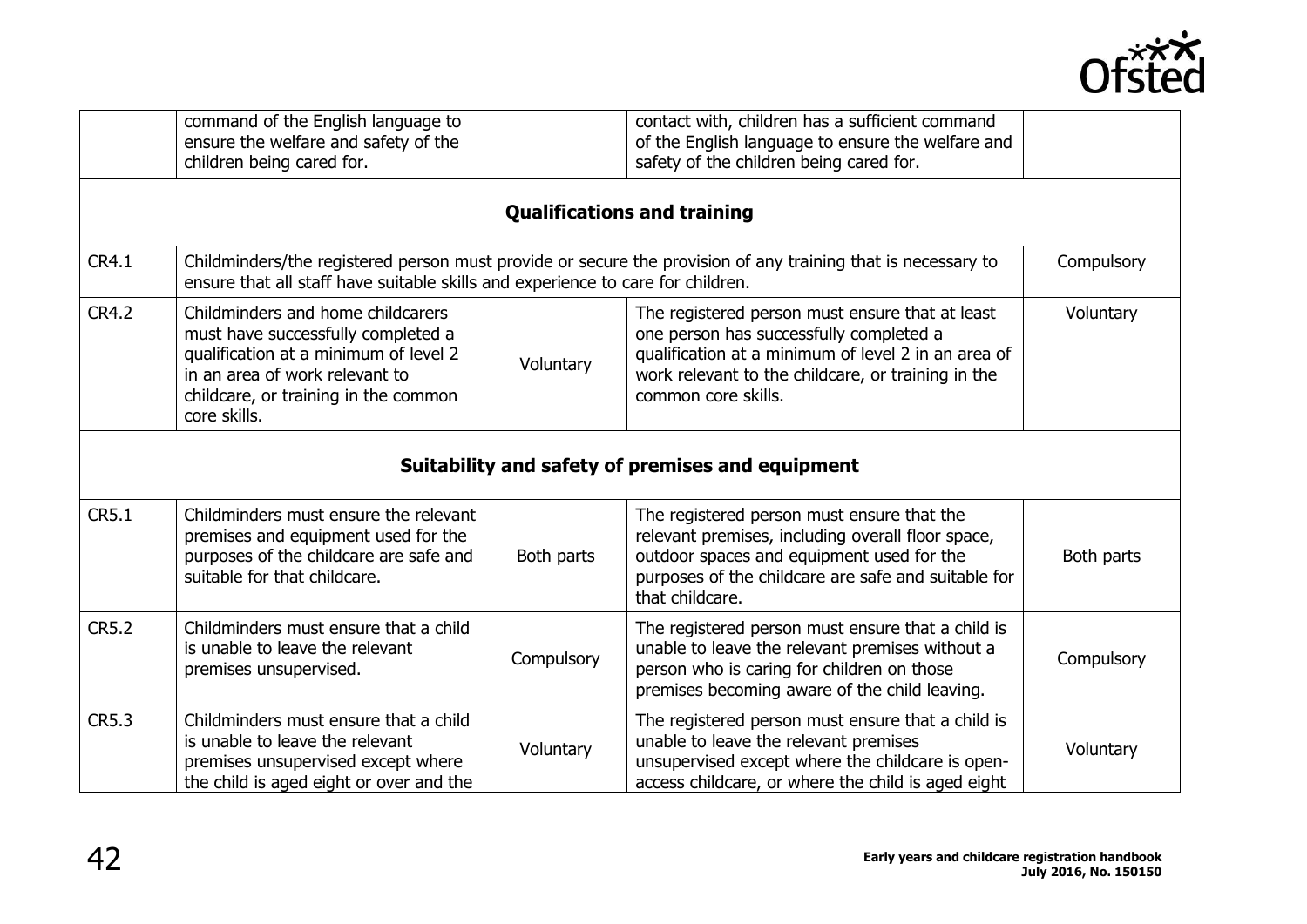| | | | | |
|---|---|---|---|---|
| | command of the English language to ensure the welfare and safety of the children being cared for. | | contact with, children has a sufficient command of the English language to ensure the welfare and safety of the children being cared for. | |
| **Qualifications and training** | | | | |
| CR4.1 | Childminders/the registered person must provide or secure the provision of any training that is necessary to ensure that all staff have suitable skills and experience to care for children. | | | Compulsory |
| CR4.2 | Childminders and home childcarers must have successfully completed a qualification at a minimum of level 2 in an area of work relevant to childcare, or training in the common core skills. | Voluntary | The registered person must ensure that at least one person has successfully completed a qualification at a minimum of level 2 in an area of work relevant to the childcare, or training in the common core skills. | Voluntary |
| **Suitability and safety of premises and equipment** | | | | |
| CR5.1 | Childminders must ensure the relevant premises and equipment used for the purposes of the childcare are safe and suitable for that childcare. | Both parts | The registered person must ensure that the relevant premises, including overall floor space, outdoor spaces and equipment used for the purposes of the childcare are safe and suitable for that childcare. | Both parts |
| CR5.2 | Childminders must ensure that a child is unable to leave the relevant premises unsupervised. | Compulsory | The registered person must ensure that a child is unable to leave the relevant premises without a person who is caring for children on those premises becoming aware of the child leaving. | Compulsory |
| CR5.3 | Childminders must ensure that a child is unable to leave the relevant premises unsupervised except where the child is aged eight or over and the | Voluntary | The registered person must ensure that a child is unable to leave the relevant premises unsupervised except where the childcare is open-access childcare, or where the child is aged eight | Voluntary |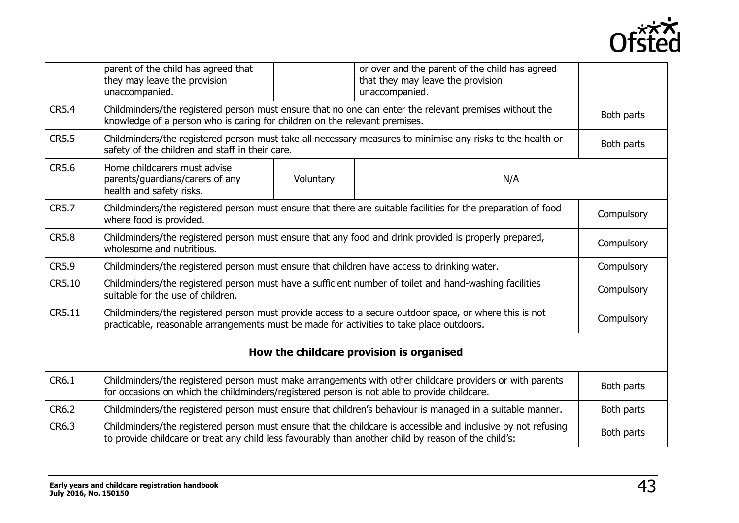| | | | | |
|---|---|---|---|---|
| | parent of the child has agreed that they may leave the provision unaccompanied. | | or over and the parent of the child has agreed that they may leave the provision unaccompanied. | |
| CR5.4 | Childminders/the registered person must ensure that no one can enter the relevant premises without the knowledge of a person who is caring for children on the relevant premises. | | | Both parts |
| CR5.5 | Childminders/the registered person must take all necessary measures to minimise any risks to the health or safety of the children and staff in their care. | | | Both parts |
| CR5.6 | Home childcarers must advise parents/guardians/carers of any health and safety risks. | Voluntary | N/A | |
| CR5.7 | Childminders/the registered person must ensure that there are suitable facilities for the preparation of food where food is provided. | | | Compulsory |
| CR5.8 | Childminders/the registered person must ensure that any food and drink provided is properly prepared, wholesome and nutritious. | | | Compulsory |
| CR5.9 | Childminders/the registered person must ensure that children have access to drinking water. | | | Compulsory |
| CR5.10 | Childminders/the registered person must have a sufficient number of toilet and hand-washing facilities suitable for the use of children. | | | Compulsory |
| CR5.11 | Childminders/the registered person must provide access to a secure outdoor space, or where this is not practicable, reasonable arrangements must be made for activities to take place outdoors. | | | Compulsory |
| | **How the childcare provision is organised** | | | |
| CR6.1 | Childminders/the registered person must make arrangements with other childcare providers or with parents for occasions on which the childminders/registered person is not able to provide childcare. | | | Both parts |
| CR6.2 | Childminders/the registered person must ensure that children's behaviour is managed in a suitable manner. | | | Both parts |
| CR6.3 | Childminders/the registered person must ensure that the childcare is accessible and inclusive by not refusing to provide childcare or treat any child less favourably than another child by reason of the child's: | | | Both parts |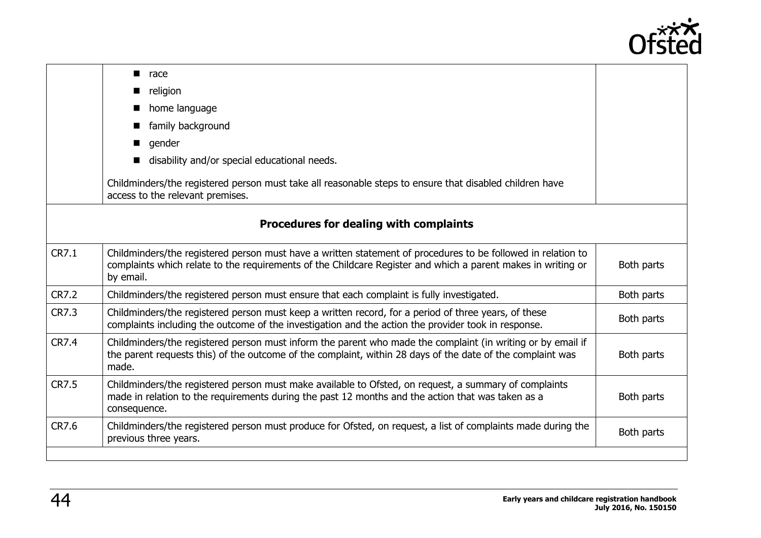| | | |
|---|---|---|
| | ■ race<br>■ religion<br>■ home language<br>■ family background<br>■ gender<br>■ disability and/or special educational needs.<br><br>Childminders/the registered person must take all reasonable steps to ensure that disabled children have access to the relevant premises. | |
| | **Procedures for dealing with complaints** | |
| CR7.1 | Childminders/the registered person must have a written statement of procedures to be followed in relation to complaints which relate to the requirements of the Childcare Register and which a parent makes in writing or by email. | Both parts |
| CR7.2 | Childminders/the registered person must ensure that each complaint is fully investigated. | Both parts |
| CR7.3 | Childminders/the registered person must keep a written record, for a period of three years, of these complaints including the outcome of the investigation and the action the provider took in response. | Both parts |
| CR7.4 | Childminders/the registered person must inform the parent who made the complaint (in writing or by email if the parent requests this) of the outcome of the complaint, within 28 days of the date of the complaint was made. | Both parts |
| CR7.5 | Childminders/the registered person must make available to Ofsted, on request, a summary of complaints made in relation to the requirements during the past 12 months and the action that was taken as a consequence. | Both parts |
| CR7.6 | Childminders/the registered person must produce for Ofsted, on request, a list of complaints made during the previous three years. | Both parts |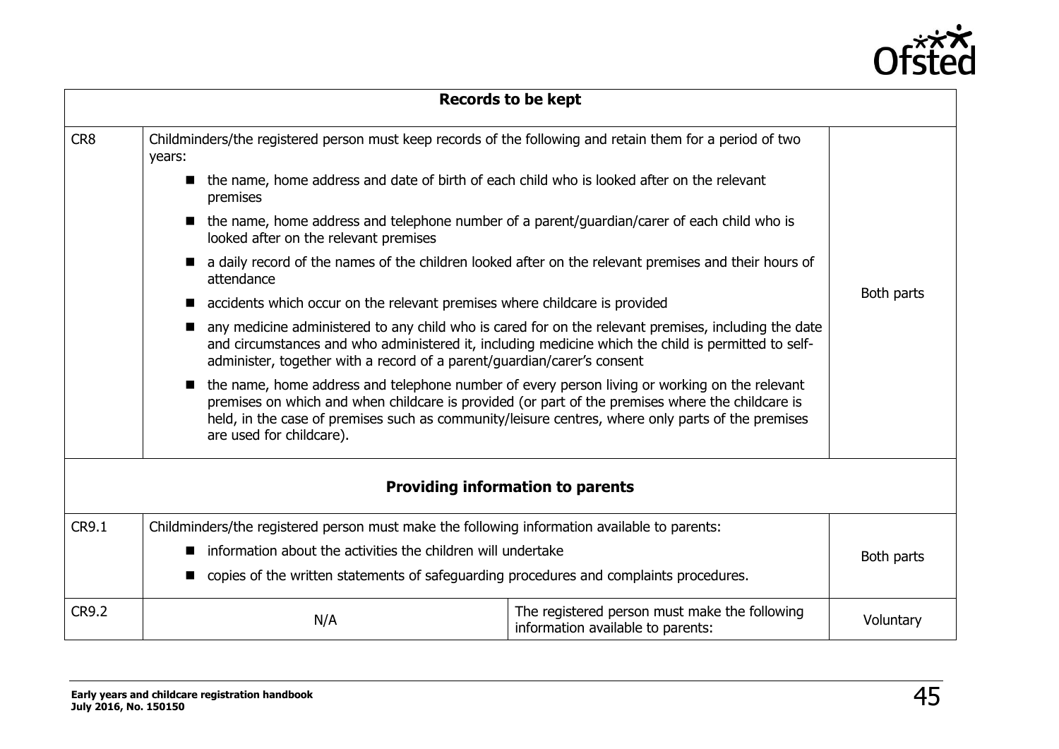| | Records to be kept | | |
|---|---|---|---|
| CR8 | Childminders/the registered person must keep records of the following and retain them for a period of two years:<br>■ the name, home address and date of birth of each child who is looked after on the relevant premises<br>■ the name, home address and telephone number of a parent/guardian/carer of each child who is looked after on the relevant premises<br>■ a daily record of the names of the children looked after on the relevant premises and their hours of attendance<br>■ accidents which occur on the relevant premises where childcare is provided<br>■ any medicine administered to any child who is cared for on the relevant premises, including the date and circumstances and who administered it, including medicine which the child is permitted to self-administer, together with a record of a parent/guardian/carer's consent<br>■ the name, home address and telephone number of every person living or working on the relevant premises on which and when childcare is provided (or part of the premises where the childcare is held, in the case of premises such as community/leisure centres, where only parts of the premises are used for childcare). | | Both parts |
| | **Providing information to parents** | | |
| CR9.1 | Childminders/the registered person must make the following information available to parents:<br>■ information about the activities the children will undertake<br>■ copies of the written statements of safeguarding procedures and complaints procedures. | | Both parts |
| CR9.2 | N/A | The registered person must make the following information available to parents: | Voluntary |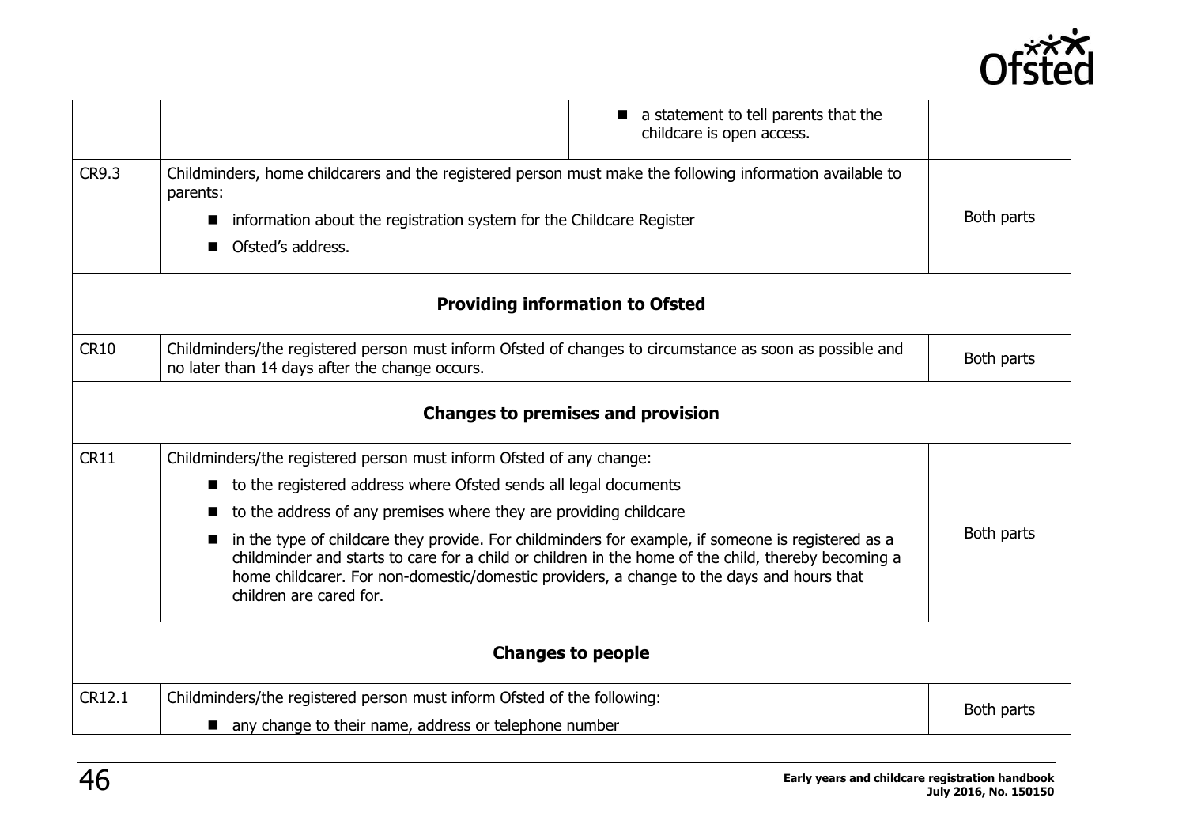| | | | |
|---|---|---|---|
| | | ■ a statement to tell parents that the childcare is open access. | |
| CR9.3 | Childminders, home childcarers and the registered person must make the following information available to parents:<br>■ information about the registration system for the Childcare Register<br>■ Ofsted's address. | | Both parts |
| **Providing information to Ofsted** | | | |
| CR10 | Childminders/the registered person must inform Ofsted of changes to circumstance as soon as possible and no later than 14 days after the change occurs. | | Both parts |
| **Changes to premises and provision** | | | |
| CR11 | Childminders/the registered person must inform Ofsted of any change:<br>■ to the registered address where Ofsted sends all legal documents<br>■ to the address of any premises where they are providing childcare<br>■ in the type of childcare they provide. For childminders for example, if someone is registered as a childminder and starts to care for a child or children in the home of the child, thereby becoming a home childcarer. For non-domestic/domestic providers, a change to the days and hours that children are cared for. | | Both parts |
| **Changes to people** | | | |
| CR12.1 | Childminders/the registered person must inform Ofsted of the following:<br>■ any change to their name, address or telephone number | | Both parts |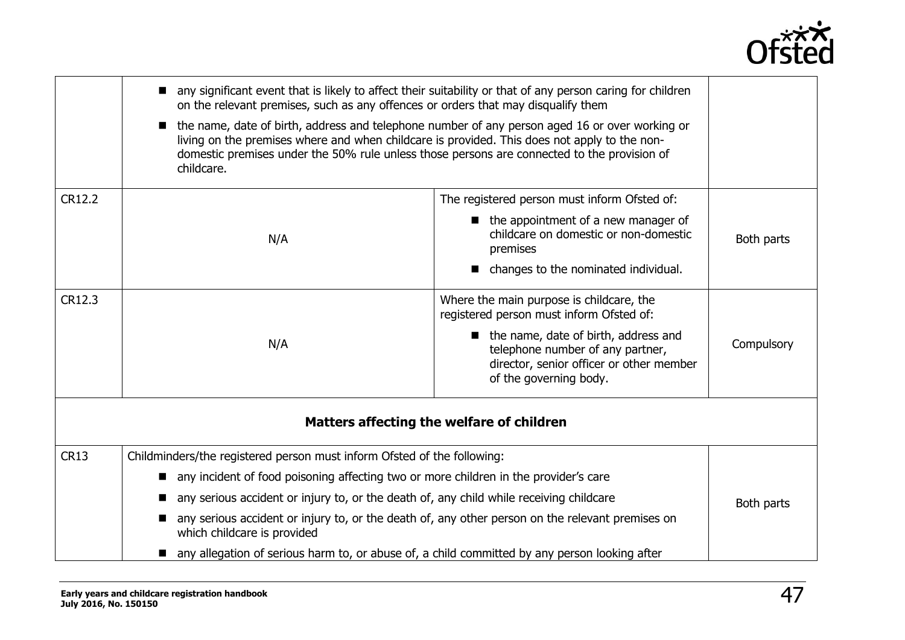| | | | |
|---|---|---|---|
| | ■ any significant event that is likely to affect their suitability or that of any person caring for children on the relevant premises, such as any offences or orders that may disqualify them<br>■ the name, date of birth, address and telephone number of any person aged 16 or over working or living on the premises where and when childcare is provided. This does not apply to the non-domestic premises under the 50% rule unless those persons are connected to the provision of childcare. | | |
| CR12.2 | N/A | The registered person must inform Ofsted of:<br>■ the appointment of a new manager of childcare on domestic or non-domestic premises<br>■ changes to the nominated individual. | Both parts |
| CR12.3 | N/A | Where the main purpose is childcare, the registered person must inform Ofsted of:<br>■ the name, date of birth, address and telephone number of any partner, director, senior officer or other member of the governing body. | Compulsory |
| **Matters affecting the welfare of children** | | | |
| CR13 | Childminders/the registered person must inform Ofsted of the following:<br>■ any incident of food poisoning affecting two or more children in the provider's care<br>■ any serious accident or injury to, or the death of, any child while receiving childcare<br>■ any serious accident or injury to, or the death of, any other person on the relevant premises on which childcare is provided<br>■ any allegation of serious harm to, or abuse of, a child committed by any person looking after | | Both parts |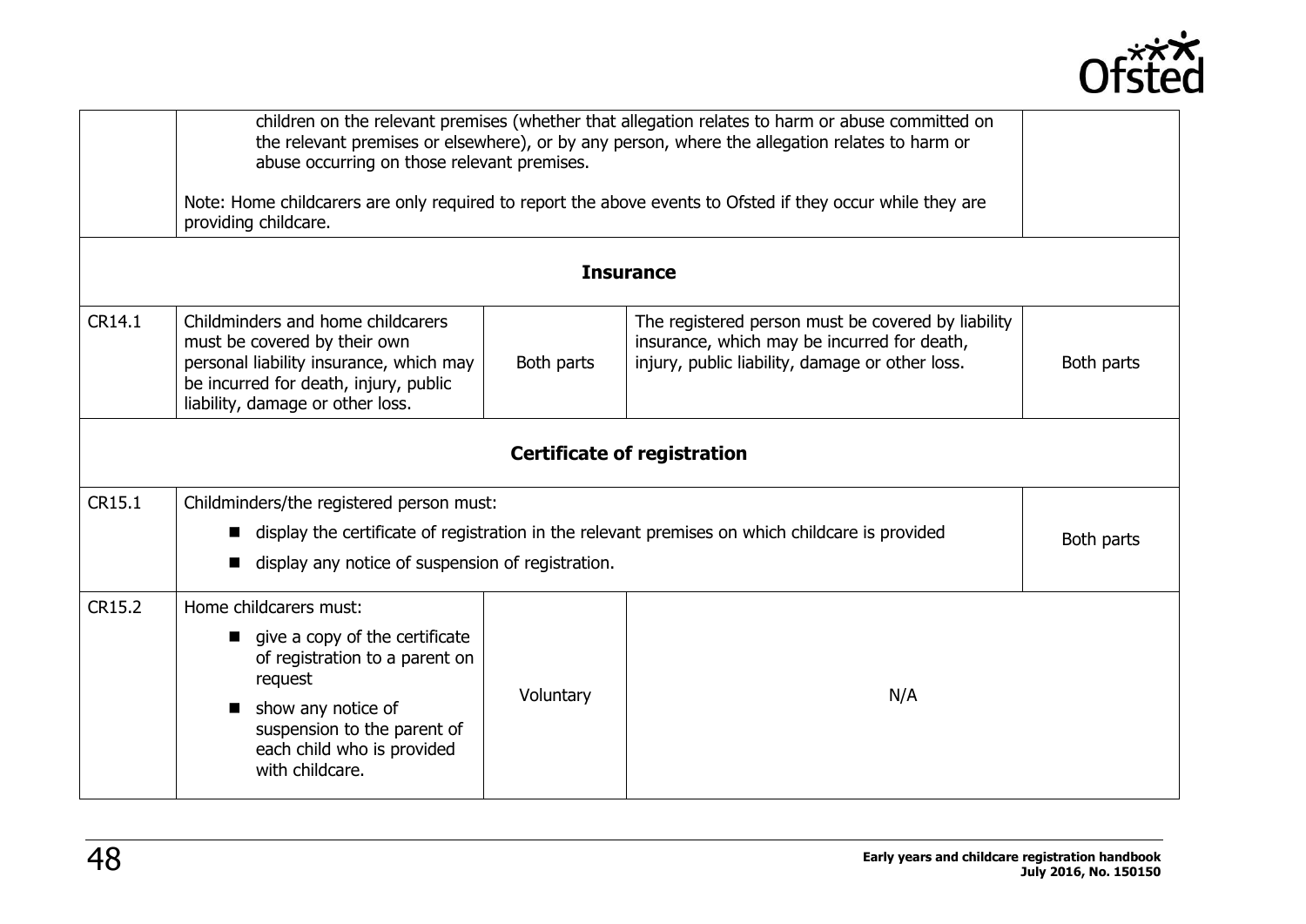| | | | | |
|---|---|---|---|---|
| | children on the relevant premises (whether that allegation relates to harm or abuse committed on the relevant premises or elsewhere), or by any person, where the allegation relates to harm or abuse occurring on those relevant premises.<br><br>Note: Home childcarers are only required to report the above events to Ofsted if they occur while they are providing childcare. | | | |
| | | **Insurance** | | |
| CR14.1 | Childminders and home childcarers must be covered by their own personal liability insurance, which may be incurred for death, injury, public liability, damage or other loss. | Both parts | The registered person must be covered by liability insurance, which may be incurred for death, injury, public liability, damage or other loss. | Both parts |
| | | **Certificate of registration** | | |
| CR15.1 | Childminders/the registered person must:<br>■ display the certificate of registration in the relevant premises on which childcare is provided<br>■ display any notice of suspension of registration. | | | Both parts |
| CR15.2 | Home childcarers must:<br>■ give a copy of the certificate of registration to a parent on request<br>■ show any notice of suspension to the parent of each child who is provided with childcare. | Voluntary | N/A | |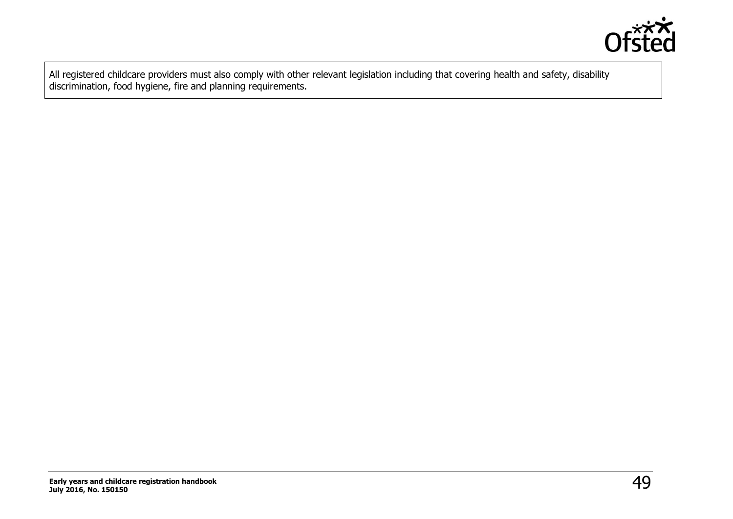All registered childcare providers must also comply with other relevant legislation including that covering health and safety, disability discrimination, food hygiene, fire and planning requirements.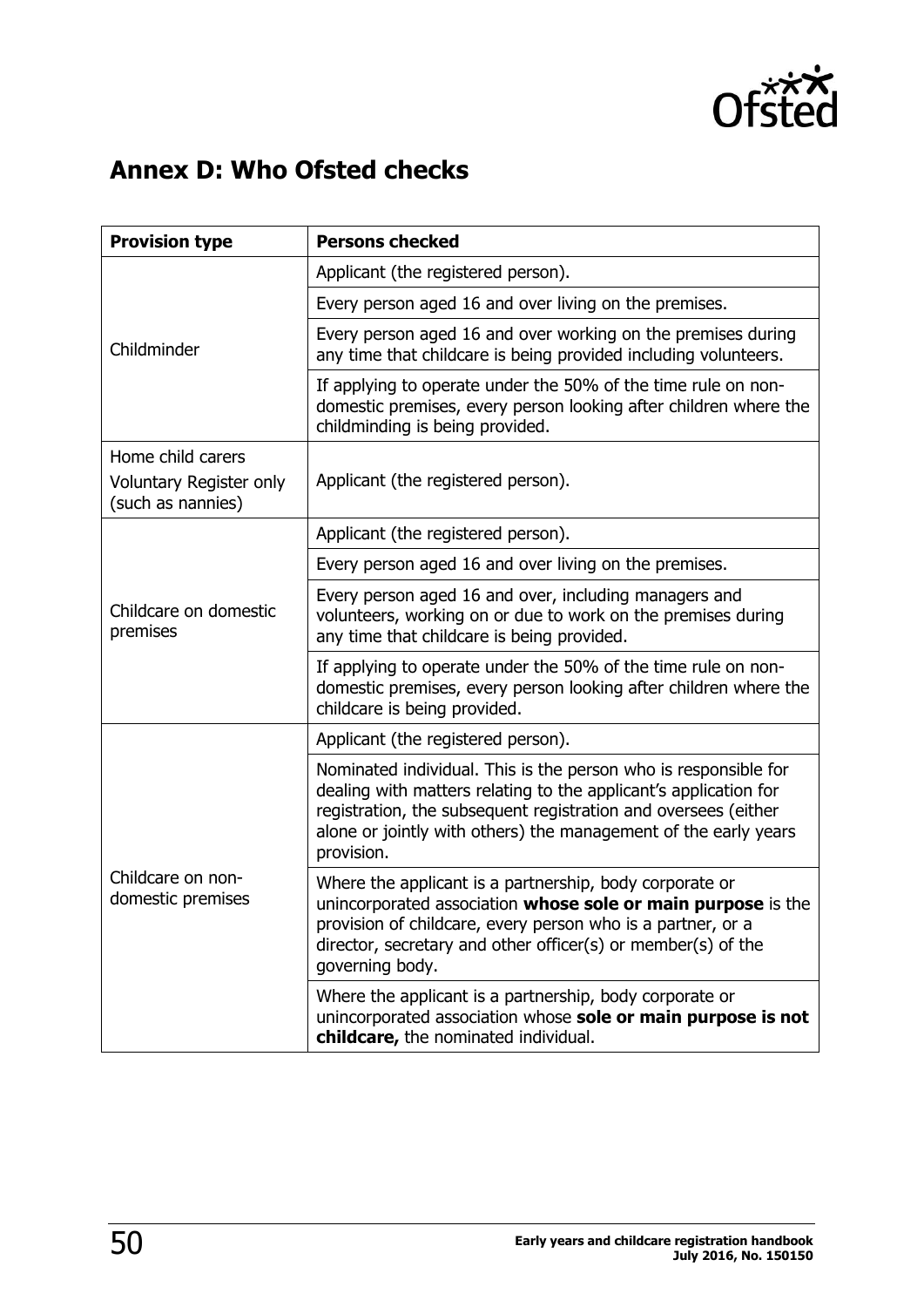## Annex D: Who Ofsted checks

| Provision type | Persons checked |
|---|---|
| Childminder | Applicant (the registered person). |
| | Every person aged 16 and over living on the premises. |
| | Every person aged 16 and over working on the premises during any time that childcare is being provided including volunteers. |
| | If applying to operate under the 50% of the time rule on non-domestic premises, every person looking after children where the childminding is being provided. |
| Home child carers<br>Voluntary Register only (such as nannies) | Applicant (the registered person). |
| Childcare on domestic premises | Applicant (the registered person). |
| | Every person aged 16 and over living on the premises. |
| | Every person aged 16 and over, including managers and volunteers, working on or due to work on the premises during any time that childcare is being provided. |
| | If applying to operate under the 50% of the time rule on non-domestic premises, every person looking after children where the childcare is being provided. |
| Childcare on non-domestic premises | Applicant (the registered person). |
| | Nominated individual. This is the person who is responsible for dealing with matters relating to the applicant's application for registration, the subsequent registration and oversees (either alone or jointly with others) the management of the early years provision. |
| | Where the applicant is a partnership, body corporate or unincorporated association **whose sole or main purpose** is the provision of childcare, every person who is a partner, or a director, secretary and other officer(s) or member(s) of the governing body. |
| | Where the applicant is a partnership, body corporate or unincorporated association whose **sole or main purpose is not childcare,** the nominated individual. |